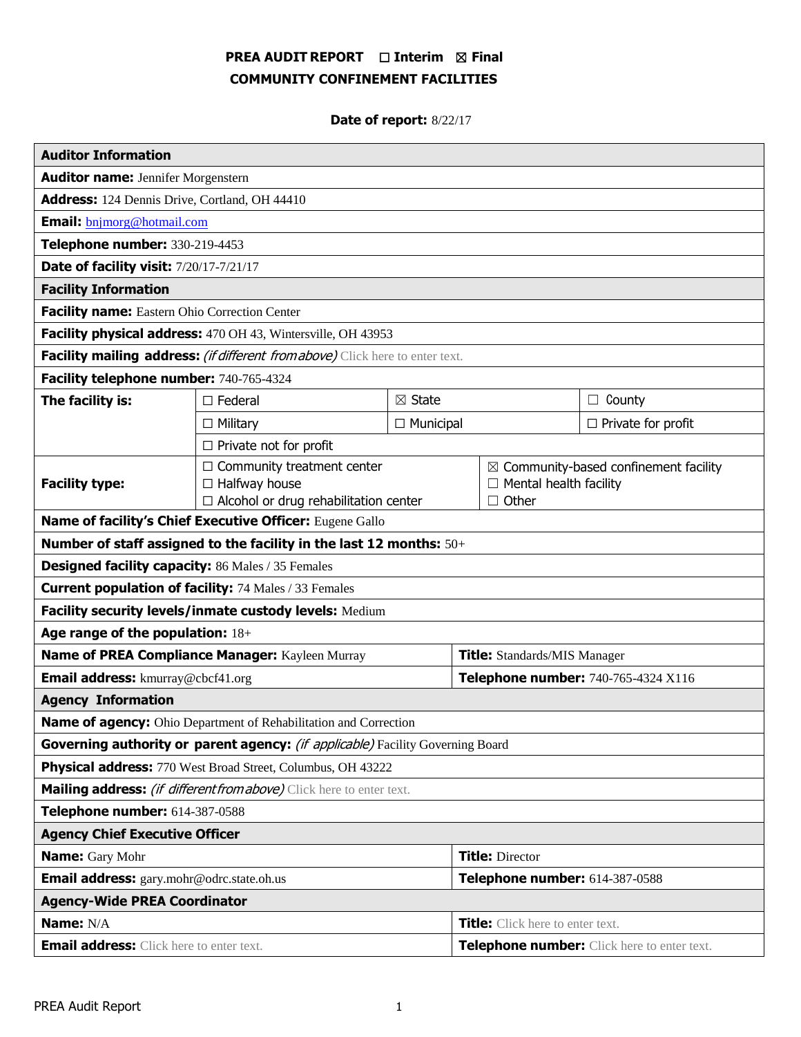# PREA AUDIT REPORT ☐ Interim ☒ Final
## COMMUNITY CONFINEMENT FACILITIES

**Date of report:** 8/22/17

| **Auditor Information** | | | |
|---|---|---|---|
| **Auditor name:** Jennifer Morgenstern | | | |
| **Address:** 124 Dennis Drive, Cortland, OH 44410 | | | |
| **Email:** bnjmorg@hotmail.com | | | |
| **Telephone number:** 330-219-4453 | | | |
| **Date of facility visit:** 7/20/17-7/21/17 | | | |
| **Facility Information** | | | |
| **Facility name:** Eastern Ohio Correction Center | | | |
| **Facility physical address:** 470 OH 43, Wintersville, OH 43953 | | | |
| **Facility mailing address:** *(if different from above)* Click here to enter text. | | | |
| **Facility telephone number:** 740-765-4324 | | | |
| **The facility is:** | ☐ Federal | ☒ State | ☐ County |
| | ☐ Military | ☐ Municipal | ☐ Private for profit |
| | ☐ Private not for profit | | |
| **Facility type:** | ☐ Community treatment center<br>☐ Halfway house<br>☐ Alcohol or drug rehabilitation center | ☒ Community-based confinement facility<br>☐ Mental health facility<br>☐ Other | |
| **Name of facility's Chief Executive Officer:** Eugene Gallo | | | |
| **Number of staff assigned to the facility in the last 12 months:** 50+ | | | |
| **Designed facility capacity:** 86 Males / 35 Females | | | |
| **Current population of facility:** 74 Males / 33 Females | | | |
| **Facility security levels/inmate custody levels:** Medium | | | |
| **Age range of the population:** 18+ | | | |
| **Name of PREA Compliance Manager:** Kayleen Murray | | **Title:** Standards/MIS Manager | |
| **Email address:** kmurray@cbcf41.org | | **Telephone number:** 740-765-4324 X116 | |
| **Agency Information** | | | |
| **Name of agency:** Ohio Department of Rehabilitation and Correction | | | |
| **Governing authority or parent agency:** *(if applicable)* Facility Governing Board | | | |
| **Physical address:** 770 West Broad Street, Columbus, OH 43222 | | | |
| **Mailing address:** *(if different from above)* Click here to enter text. | | | |
| **Telephone number:** 614-387-0588 | | | |
| **Agency Chief Executive Officer** | | | |
| **Name:** Gary Mohr | | **Title:** Director | |
| **Email address:** gary.mohr@odrc.state.oh.us | | **Telephone number:** 614-387-0588 | |
| **Agency-Wide PREA Coordinator** | | | |
| **Name:** N/A | | **Title:** Click here to enter text. | |
| **Email address:** Click here to enter text. | | **Telephone number:** Click here to enter text. | |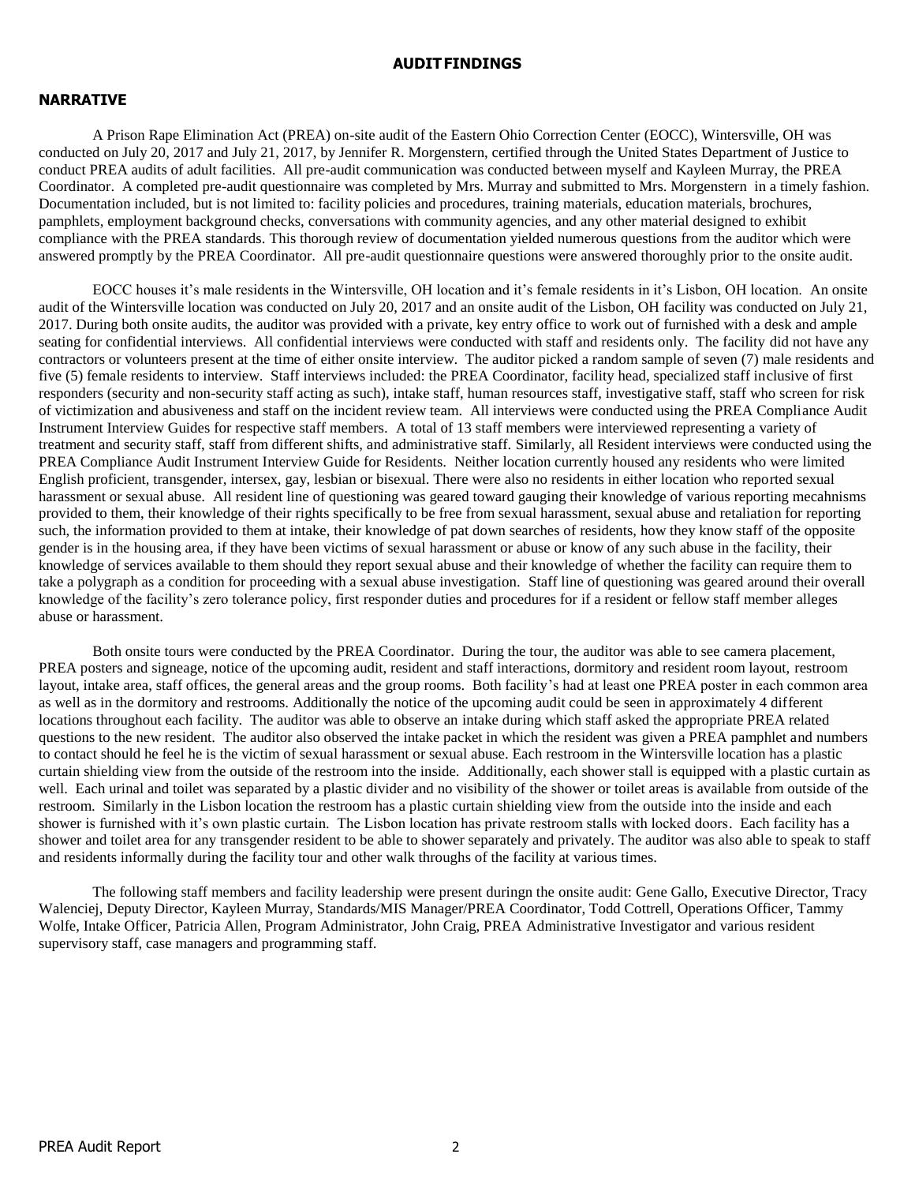# AUDIT FINDINGS

## NARRATIVE

A Prison Rape Elimination Act (PREA) on-site audit of the Eastern Ohio Correction Center (EOCC), Wintersville, OH was conducted on July 20, 2017 and July 21, 2017, by Jennifer R. Morgenstern, certified through the United States Department of Justice to conduct PREA audits of adult facilities. All pre-audit communication was conducted between myself and Kayleen Murray, the PREA Coordinator. A completed pre-audit questionnaire was completed by Mrs. Murray and submitted to Mrs. Morgenstern in a timely fashion. Documentation included, but is not limited to: facility policies and procedures, training materials, education materials, brochures, pamphlets, employment background checks, conversations with community agencies, and any other material designed to exhibit compliance with the PREA standards. This thorough review of documentation yielded numerous questions from the auditor which were answered promptly by the PREA Coordinator. All pre-audit questionnaire questions were answered thoroughly prior to the onsite audit.

EOCC houses it's male residents in the Wintersville, OH location and it's female residents in it's Lisbon, OH location. An onsite audit of the Wintersville location was conducted on July 20, 2017 and an onsite audit of the Lisbon, OH facility was conducted on July 21, 2017. During both onsite audits, the auditor was provided with a private, key entry office to work out of furnished with a desk and ample seating for confidential interviews. All confidential interviews were conducted with staff and residents only. The facility did not have any contractors or volunteers present at the time of either onsite interview. The auditor picked a random sample of seven (7) male residents and five (5) female residents to interview. Staff interviews included: the PREA Coordinator, facility head, specialized staff inclusive of first responders (security and non-security staff acting as such), intake staff, human resources staff, investigative staff, staff who screen for risk of victimization and abusiveness and staff on the incident review team. All interviews were conducted using the PREA Compliance Audit Instrument Interview Guides for respective staff members. A total of 13 staff members were interviewed representing a variety of treatment and security staff, staff from different shifts, and administrative staff. Similarly, all Resident interviews were conducted using the PREA Compliance Audit Instrument Interview Guide for Residents. Neither location currently housed any residents who were limited English proficient, transgender, intersex, gay, lesbian or bisexual. There were also no residents in either location who reported sexual harassment or sexual abuse. All resident line of questioning was geared toward gauging their knowledge of various reporting mecahnisms provided to them, their knowledge of their rights specifically to be free from sexual harassment, sexual abuse and retaliation for reporting such, the information provided to them at intake, their knowledge of pat down searches of residents, how they know staff of the opposite gender is in the housing area, if they have been victims of sexual harassment or abuse or know of any such abuse in the facility, their knowledge of services available to them should they report sexual abuse and their knowledge of whether the facility can require them to take a polygraph as a condition for proceeding with a sexual abuse investigation. Staff line of questioning was geared around their overall knowledge of the facility's zero tolerance policy, first responder duties and procedures for if a resident or fellow staff member alleges abuse or harassment.

Both onsite tours were conducted by the PREA Coordinator. During the tour, the auditor was able to see camera placement, PREA posters and signeage, notice of the upcoming audit, resident and staff interactions, dormitory and resident room layout, restroom layout, intake area, staff offices, the general areas and the group rooms. Both facility's had at least one PREA poster in each common area as well as in the dormitory and restrooms. Additionally the notice of the upcoming audit could be seen in approximately 4 different locations throughout each facility. The auditor was able to observe an intake during which staff asked the appropriate PREA related questions to the new resident. The auditor also observed the intake packet in which the resident was given a PREA pamphlet and numbers to contact should he feel he is the victim of sexual harassment or sexual abuse. Each restroom in the Wintersville location has a plastic curtain shielding view from the outside of the restroom into the inside. Additionally, each shower stall is equipped with a plastic curtain as well. Each urinal and toilet was separated by a plastic divider and no visibility of the shower or toilet areas is available from outside of the restroom. Similarly in the Lisbon location the restroom has a plastic curtain shielding view from the outside into the inside and each shower is furnished with it's own plastic curtain. The Lisbon location has private restroom stalls with locked doors. Each facility has a shower and toilet area for any transgender resident to be able to shower separately and privately. The auditor was also able to speak to staff and residents informally during the facility tour and other walk throughs of the facility at various times.

The following staff members and facility leadership were present duringn the onsite audit: Gene Gallo, Executive Director, Tracy Walenciej, Deputy Director, Kayleen Murray, Standards/MIS Manager/PREA Coordinator, Todd Cottrell, Operations Officer, Tammy Wolfe, Intake Officer, Patricia Allen, Program Administrator, John Craig, PREA Administrative Investigator and various resident supervisory staff, case managers and programming staff.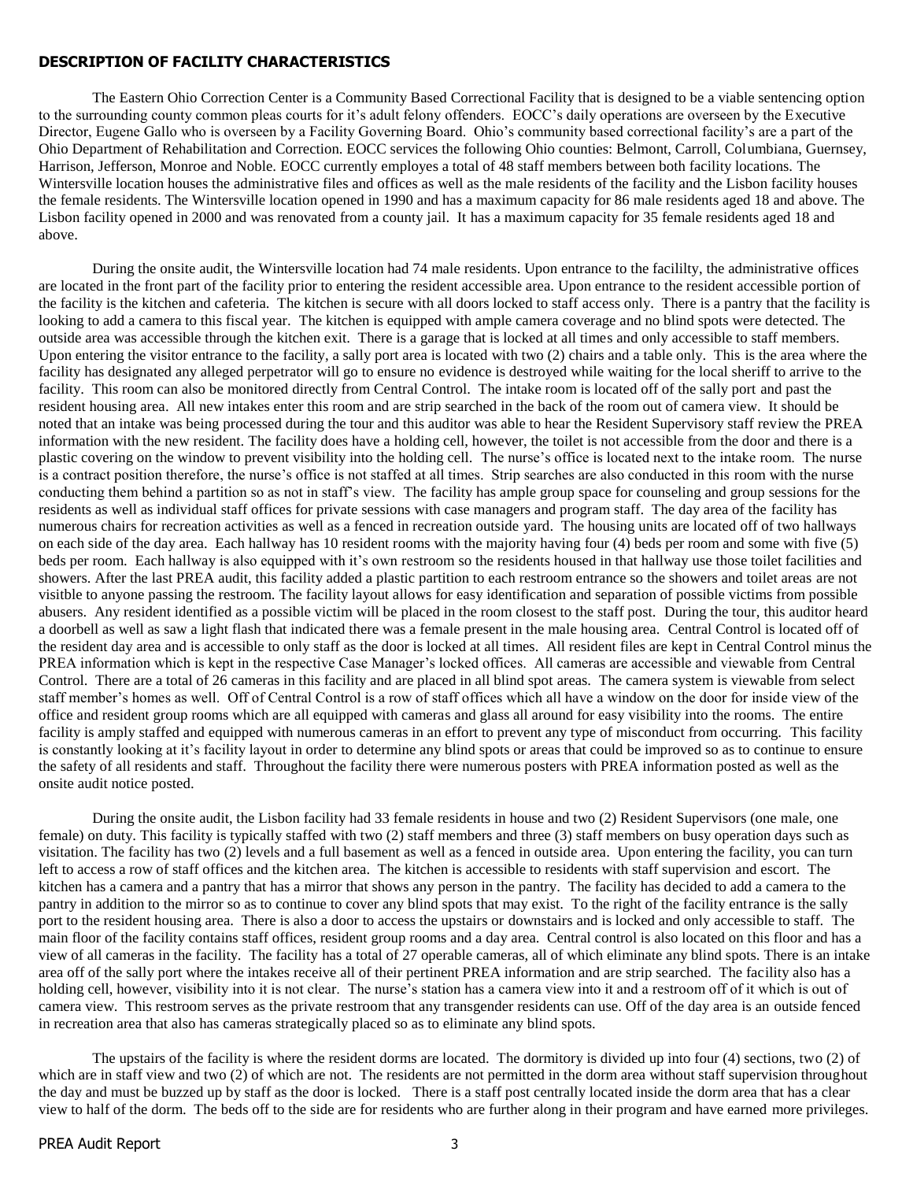## DESCRIPTION OF FACILITY CHARACTERISTICS

The Eastern Ohio Correction Center is a Community Based Correctional Facility that is designed to be a viable sentencing option to the surrounding county common pleas courts for it's adult felony offenders. EOCC's daily operations are overseen by the Executive Director, Eugene Gallo who is overseen by a Facility Governing Board. Ohio's community based correctional facility's are a part of the Ohio Department of Rehabilitation and Correction. EOCC services the following Ohio counties: Belmont, Carroll, Columbiana, Guernsey, Harrison, Jefferson, Monroe and Noble. EOCC currently employs a total of 48 staff members between both facility locations. The Wintersville location houses the administrative files and offices as well as the male residents of the facility and the Lisbon facility houses the female residents. The Wintersville location opened in 1990 and has a maximum capacity for 86 male residents aged 18 and above. The Lisbon facility opened in 2000 and was renovated from a county jail. It has a maximum capacity for 35 female residents aged 18 and above.

During the onsite audit, the Wintersville location had 74 male residents. Upon entrance to the facililty, the administrative offices are located in the front part of the facility prior to entering the resident accessible area. Upon entrance to the resident accessible portion of the facility is the kitchen and cafeteria. The kitchen is secure with all doors locked to staff access only. There is a pantry that the facility is looking to add a camera to this fiscal year. The kitchen is equipped with ample camera coverage and no blind spots were detected. The outside area was accessible through the kitchen exit. There is a garage that is locked at all times and only accessible to staff members. Upon entering the visitor entrance to the facility, a sally port area is located with two (2) chairs and a table only. This is the area where the facility has designated any alleged perpetrator will go to ensure no evidence is destroyed while waiting for the local sheriff to arrive to the facility. This room can also be monitored directly from Central Control. The intake room is located off of the sally port and past the resident housing area. All new intakes enter this room and are strip searched in the back of the room out of camera view. It should be noted that an intake was being processed during the tour and this auditor was able to hear the Resident Supervisory staff review the PREA information with the new resident. The facility does have a holding cell, however, the toilet is not accessible from the door and there is a plastic covering on the window to prevent visibility into the holding cell. The nurse's office is located next to the intake room. The nurse is a contract position therefore, the nurse's office is not staffed at all times. Strip searches are also conducted in this room with the nurse conducting them behind a partition so as not in staff's view. The facility has ample group space for counseling and group sessions for the residents as well as individual staff offices for private sessions with case managers and program staff. The day area of the facility has numerous chairs for recreation activities as well as a fenced in recreation outside yard. The housing units are located off of two hallways on each side of the day area. Each hallway has 10 resident rooms with the majority having four (4) beds per room and some with five (5) beds per room. Each hallway is also equipped with it's own restroom so the residents housed in that hallway use those toilet facilities and showers. After the last PREA audit, this facility added a plastic partition to each restroom entrance so the showers and toilet areas are not visitble to anyone passing the restroom. The facility layout allows for easy identification and separation of possible victims from possible abusers. Any resident identified as a possible victim will be placed in the room closest to the staff post. During the tour, this auditor heard a doorbell as well as saw a light flash that indicated there was a female present in the male housing area. Central Control is located off of the resident day area and is accessible to only staff as the door is locked at all times. All resident files are kept in Central Control minus the PREA information which is kept in the respective Case Manager's locked offices. All cameras are accessible and viewable from Central Control. There are a total of 26 cameras in this facility and are placed in all blind spot areas. The camera system is viewable from select staff member's homes as well. Off of Central Control is a row of staff offices which all have a window on the door for inside view of the office and resident group rooms which are all equipped with cameras and glass all around for easy visibility into the rooms. The entire facility is amply staffed and equipped with numerous cameras in an effort to prevent any type of misconduct from occurring. This facility is constantly looking at it's facility layout in order to determine any blind spots or areas that could be improved so as to continue to ensure the safety of all residents and staff. Throughout the facility there were numerous posters with PREA information posted as well as the onsite audit notice posted.

During the onsite audit, the Lisbon facility had 33 female residents in house and two (2) Resident Supervisors (one male, one female) on duty. This facility is typically staffed with two (2) staff members and three (3) staff members on busy operation days such as visitation. The facility has two (2) levels and a full basement as well as a fenced in outside area. Upon entering the facility, you can turn left to access a row of staff offices and the kitchen area. The kitchen is accessible to residents with staff supervision and escort. The kitchen has a camera and a pantry that has a mirror that shows any person in the pantry. The facility has decided to add a camera to the pantry in addition to the mirror so as to continue to cover any blind spots that may exist. To the right of the facility entrance is the sally port to the resident housing area. There is also a door to access the upstairs or downstairs and is locked and only accessible to staff. The main floor of the facility contains staff offices, resident group rooms and a day area. Central control is also located on this floor and has a view of all cameras in the facility. The facility has a total of 27 operable cameras, all of which eliminate any blind spots. There is an intake area off of the sally port where the intakes receive all of their pertinent PREA information and are strip searched. The facility also has a holding cell, however, visibility into it is not clear. The nurse's station has a camera view into it and a restroom off of it which is out of camera view. This restroom serves as the private restroom that any transgender residents can use. Off of the day area is an outside fenced in recreation area that also has cameras strategically placed so as to eliminate any blind spots.

The upstairs of the facility is where the resident dorms are located. The dormitory is divided up into four (4) sections, two (2) of which are in staff view and two (2) of which are not. The residents are not permitted in the dorm area without staff supervision throughout the day and must be buzzed up by staff as the door is locked. There is a staff post centrally located inside the dorm area that has a clear view to half of the dorm. The beds off to the side are for residents who are further along in their program and have earned more privileges.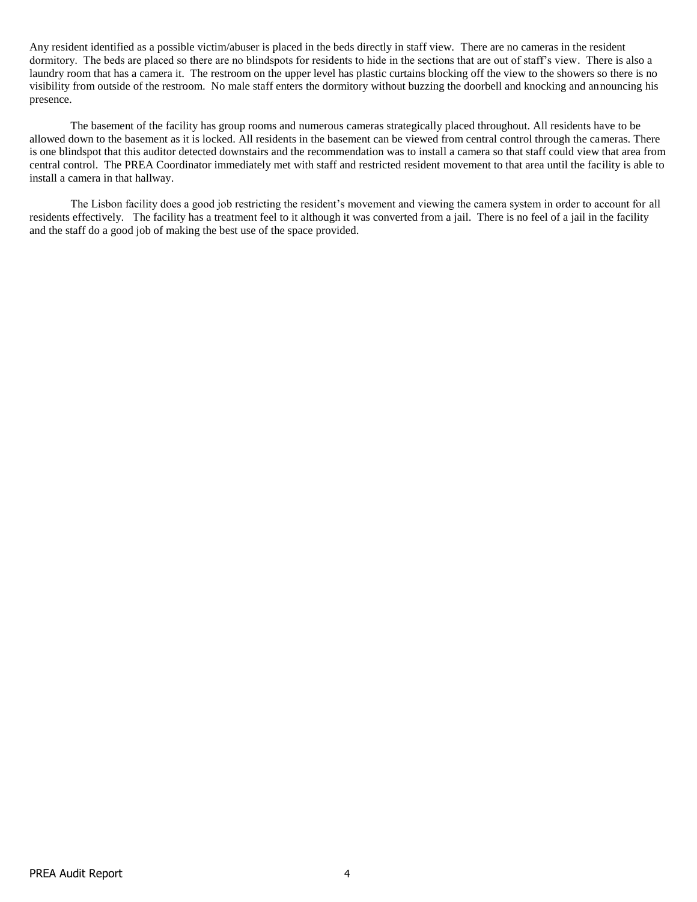Any resident identified as a possible victim/abuser is placed in the beds directly in staff view. There are no cameras in the resident dormitory. The beds are placed so there are no blindspots for residents to hide in the sections that are out of staff's view. There is also a laundry room that has a camera it. The restroom on the upper level has plastic curtains blocking off the view to the showers so there is no visibility from outside of the restroom. No male staff enters the dormitory without buzzing the doorbell and knocking and announcing his presence.

The basement of the facility has group rooms and numerous cameras strategically placed throughout. All residents have to be allowed down to the basement as it is locked. All residents in the basement can be viewed from central control through the cameras. There is one blindspot that this auditor detected downstairs and the recommendation was to install a camera so that staff could view that area from central control. The PREA Coordinator immediately met with staff and restricted resident movement to that area until the facility is able to install a camera in that hallway.

The Lisbon facility does a good job restricting the resident's movement and viewing the camera system in order to account for all residents effectively. The facility has a treatment feel to it although it was converted from a jail. There is no feel of a jail in the facility and the staff do a good job of making the best use of the space provided.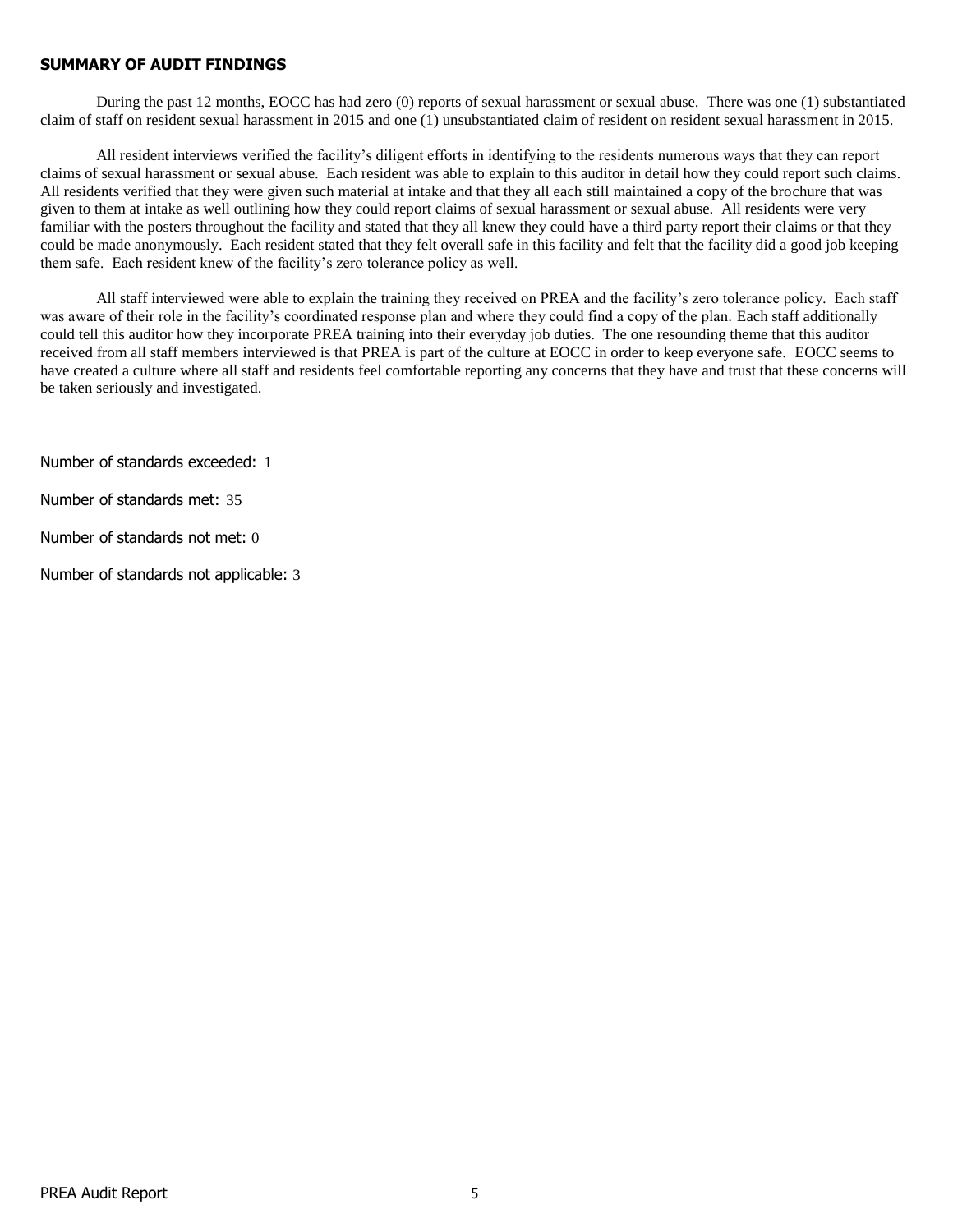## SUMMARY OF AUDIT FINDINGS

During the past 12 months, EOCC has had zero (0) reports of sexual harassment or sexual abuse. There was one (1) substantiated claim of staff on resident sexual harassment in 2015 and one (1) unsubstantiated claim of resident on resident sexual harassment in 2015.

All resident interviews verified the facility's diligent efforts in identifying to the residents numerous ways that they can report claims of sexual harassment or sexual abuse. Each resident was able to explain to this auditor in detail how they could report such claims. All residents verified that they were given such material at intake and that they all each still maintained a copy of the brochure that was given to them at intake as well outlining how they could report claims of sexual harassment or sexual abuse. All residents were very familiar with the posters throughout the facility and stated that they all knew they could have a third party report their claims or that they could be made anonymously. Each resident stated that they felt overall safe in this facility and felt that the facility did a good job keeping them safe. Each resident knew of the facility's zero tolerance policy as well.

All staff interviewed were able to explain the training they received on PREA and the facility's zero tolerance policy. Each staff was aware of their role in the facility's coordinated response plan and where they could find a copy of the plan. Each staff additionally could tell this auditor how they incorporate PREA training into their everyday job duties. The one resounding theme that this auditor received from all staff members interviewed is that PREA is part of the culture at EOCC in order to keep everyone safe. EOCC seems to have created a culture where all staff and residents feel comfortable reporting any concerns that they have and trust that these concerns will be taken seriously and investigated.

Number of standards exceeded: 1

Number of standards met: 35

Number of standards not met: 0

Number of standards not applicable: 3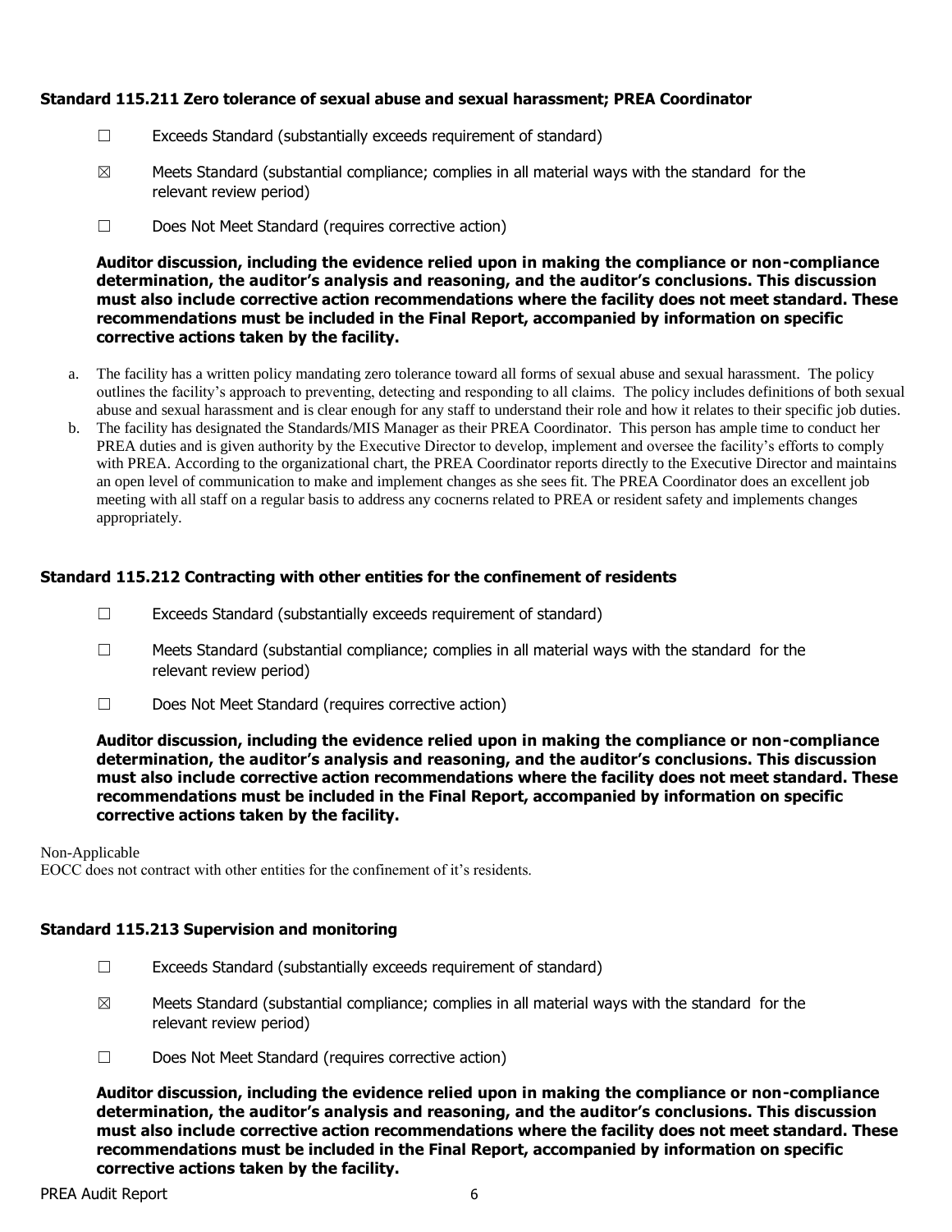### Standard 115.211 Zero tolerance of sexual abuse and sexual harassment; PREA Coordinator

☐ Exceeds Standard (substantially exceeds requirement of standard)

☒ Meets Standard (substantial compliance; complies in all material ways with the standard for the relevant review period)

☐ Does Not Meet Standard (requires corrective action)

**Auditor discussion, including the evidence relied upon in making the compliance or non-compliance determination, the auditor's analysis and reasoning, and the auditor's conclusions. This discussion must also include corrective action recommendations where the facility does not meet standard. These recommendations must be included in the Final Report, accompanied by information on specific corrective actions taken by the facility.**

a. The facility has a written policy mandating zero tolerance toward all forms of sexual abuse and sexual harassment. The policy outlines the facility's approach to preventing, detecting and responding to all claims. The policy includes definitions of both sexual abuse and sexual harassment and is clear enough for any staff to understand their role and how it relates to their specific job duties.
b. The facility has designated the Standards/MIS Manager as their PREA Coordinator. This person has ample time to conduct her PREA duties and is given authority by the Executive Director to develop, implement and oversee the facility's efforts to comply with PREA. According to the organizational chart, the PREA Coordinator reports directly to the Executive Director and maintains an open level of communication to make and implement changes as she sees fit. The PREA Coordinator does an excellent job meeting with all staff on a regular basis to address any cocnerns related to PREA or resident safety and implements changes appropriately.

### Standard 115.212 Contracting with other entities for the confinement of residents

☐ Exceeds Standard (substantially exceeds requirement of standard)

☐ Meets Standard (substantial compliance; complies in all material ways with the standard for the relevant review period)

☐ Does Not Meet Standard (requires corrective action)

**Auditor discussion, including the evidence relied upon in making the compliance or non-compliance determination, the auditor's analysis and reasoning, and the auditor's conclusions. This discussion must also include corrective action recommendations where the facility does not meet standard. These recommendations must be included in the Final Report, accompanied by information on specific corrective actions taken by the facility.**

Non-Applicable
EOCC does not contract with other entities for the confinement of it's residents.

### Standard 115.213 Supervision and monitoring

☐ Exceeds Standard (substantially exceeds requirement of standard)

☒ Meets Standard (substantial compliance; complies in all material ways with the standard for the relevant review period)

☐ Does Not Meet Standard (requires corrective action)

**Auditor discussion, including the evidence relied upon in making the compliance or non-compliance determination, the auditor's analysis and reasoning, and the auditor's conclusions. This discussion must also include corrective action recommendations where the facility does not meet standard. These recommendations must be included in the Final Report, accompanied by information on specific corrective actions taken by the facility.**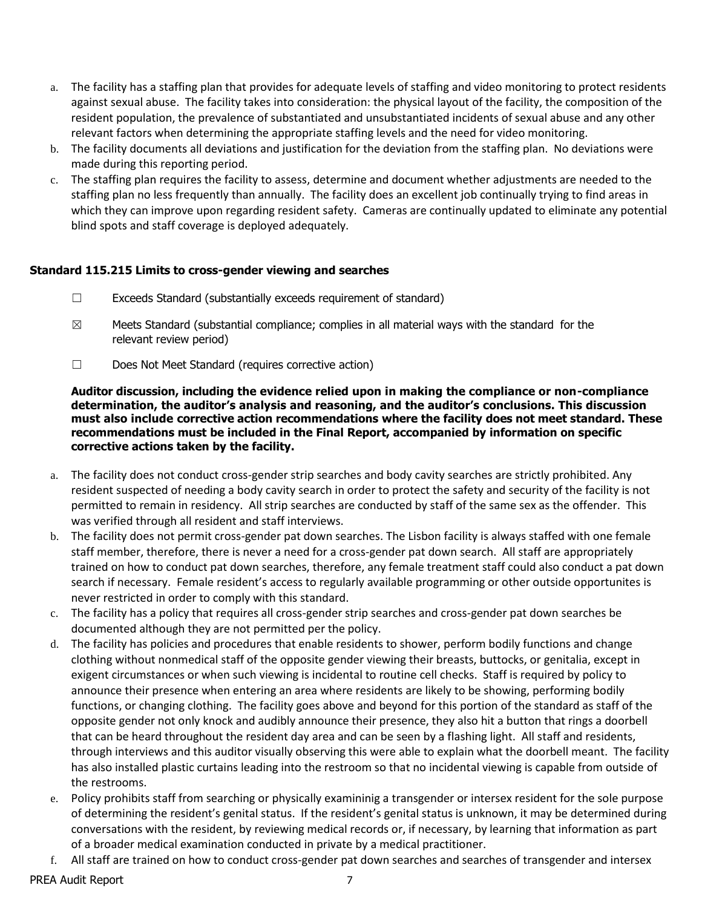a. The facility has a staffing plan that provides for adequate levels of staffing and video monitoring to protect residents against sexual abuse. The facility takes into consideration: the physical layout of the facility, the composition of the resident population, the prevalence of substantiated and unsubstantiated incidents of sexual abuse and any other relevant factors when determining the appropriate staffing levels and the need for video monitoring.
b. The facility documents all deviations and justification for the deviation from the staffing plan. No deviations were made during this reporting period.
c. The staffing plan requires the facility to assess, determine and document whether adjustments are needed to the staffing plan no less frequently than annually. The facility does an excellent job continually trying to find areas in which they can improve upon regarding resident safety. Cameras are continually updated to eliminate any potential blind spots and staff coverage is deployed adequately.

**Standard 115.215 Limits to cross-gender viewing and searches**

☐ Exceeds Standard (substantially exceeds requirement of standard)

☒ Meets Standard (substantial compliance; complies in all material ways with the standard for the relevant review period)

☐ Does Not Meet Standard (requires corrective action)

**Auditor discussion, including the evidence relied upon in making the compliance or non-compliance determination, the auditor's analysis and reasoning, and the auditor's conclusions. This discussion must also include corrective action recommendations where the facility does not meet standard. These recommendations must be included in the Final Report, accompanied by information on specific corrective actions taken by the facility.**

a. The facility does not conduct cross-gender strip searches and body cavity searches are strictly prohibited. Any resident suspected of needing a body cavity search in order to protect the safety and security of the facility is not permitted to remain in residency. All strip searches are conducted by staff of the same sex as the offender. This was verified through all resident and staff interviews.
b. The facility does not permit cross-gender pat down searches. The Lisbon facility is always staffed with one female staff member, therefore, there is never a need for a cross-gender pat down search. All staff are appropriately trained on how to conduct pat down searches, therefore, any female treatment staff could also conduct a pat down search if necessary. Female resident's access to regularly available programming or other outside opportunites is never restricted in order to comply with this standard.
c. The facility has a policy that requires all cross-gender strip searches and cross-gender pat down searches be documented although they are not permitted per the policy.
d. The facility has policies and procedures that enable residents to shower, perform bodily functions and change clothing without nonmedical staff of the opposite gender viewing their breasts, buttocks, or genitalia, except in exigent circumstances or when such viewing is incidental to routine cell checks. Staff is required by policy to announce their presence when entering an area where residents are likely to be showing, performing bodily functions, or changing clothing. The facility goes above and beyond for this portion of the standard as staff of the opposite gender not only knock and audibly announce their presence, they also hit a button that rings a doorbell that can be heard throughout the resident day area and can be seen by a flashing light. All staff and residents, through interviews and this auditor visually observing this were able to explain what the doorbell meant. The facility has also installed plastic curtains leading into the restroom so that no incidental viewing is capable from outside of the restrooms.
e. Policy prohibits staff from searching or physically examininig a transgender or intersex resident for the sole purpose of determining the resident's genital status. If the resident's genital status is unknown, it may be determined during conversations with the resident, by reviewing medical records or, if necessary, by learning that information as part of a broader medical examination conducted in private by a medical practitioner.
f. All staff are trained on how to conduct cross-gender pat down searches and searches of transgender and intersex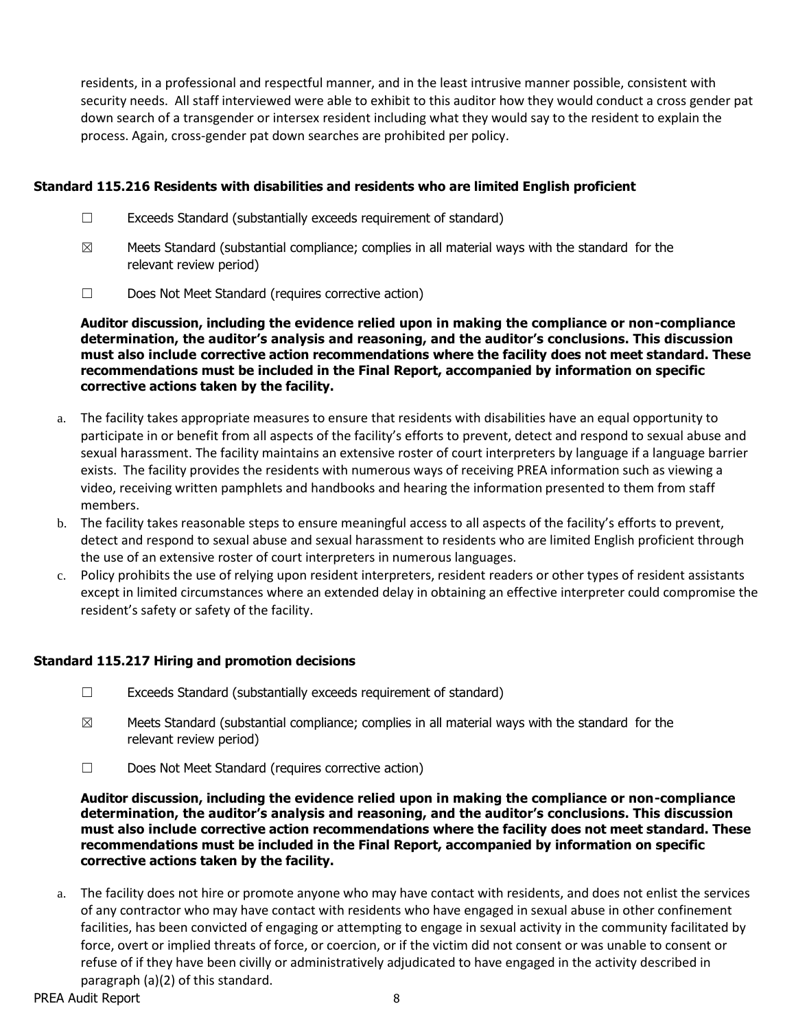residents, in a professional and respectful manner, and in the least intrusive manner possible, consistent with security needs. All staff interviewed were able to exhibit to this auditor how they would conduct a cross gender pat down search of a transgender or intersex resident including what they would say to the resident to explain the process. Again, cross-gender pat down searches are prohibited per policy.

### Standard 115.216 Residents with disabilities and residents who are limited English proficient

☐ Exceeds Standard (substantially exceeds requirement of standard)

☒ Meets Standard (substantial compliance; complies in all material ways with the standard for the relevant review period)

☐ Does Not Meet Standard (requires corrective action)

**Auditor discussion, including the evidence relied upon in making the compliance or non-compliance determination, the auditor's analysis and reasoning, and the auditor's conclusions. This discussion must also include corrective action recommendations where the facility does not meet standard. These recommendations must be included in the Final Report, accompanied by information on specific corrective actions taken by the facility.**

a. The facility takes appropriate measures to ensure that residents with disabilities have an equal opportunity to participate in or benefit from all aspects of the facility's efforts to prevent, detect and respond to sexual abuse and sexual harassment. The facility maintains an extensive roster of court interpreters by language if a language barrier exists. The facility provides the residents with numerous ways of receiving PREA information such as viewing a video, receiving written pamphlets and handbooks and hearing the information presented to them from staff members.
b. The facility takes reasonable steps to ensure meaningful access to all aspects of the facility's efforts to prevent, detect and respond to sexual abuse and sexual harassment to residents who are limited English proficient through the use of an extensive roster of court interpreters in numerous languages.
c. Policy prohibits the use of relying upon resident interpreters, resident readers or other types of resident assistants except in limited circumstances where an extended delay in obtaining an effective interpreter could compromise the resident's safety or safety of the facility.

### Standard 115.217 Hiring and promotion decisions

☐ Exceeds Standard (substantially exceeds requirement of standard)

☒ Meets Standard (substantial compliance; complies in all material ways with the standard for the relevant review period)

☐ Does Not Meet Standard (requires corrective action)

**Auditor discussion, including the evidence relied upon in making the compliance or non-compliance determination, the auditor's analysis and reasoning, and the auditor's conclusions. This discussion must also include corrective action recommendations where the facility does not meet standard. These recommendations must be included in the Final Report, accompanied by information on specific corrective actions taken by the facility.**

a. The facility does not hire or promote anyone who may have contact with residents, and does not enlist the services of any contractor who may have contact with residents who have engaged in sexual abuse in other confinement facilities, has been convicted of engaging or attempting to engage in sexual activity in the community facilitated by force, overt or implied threats of force, or coercion, or if the victim did not consent or was unable to consent or refuse of if they have been civilly or administratively adjudicated to have engaged in the activity described in paragraph (a)(2) of this standard.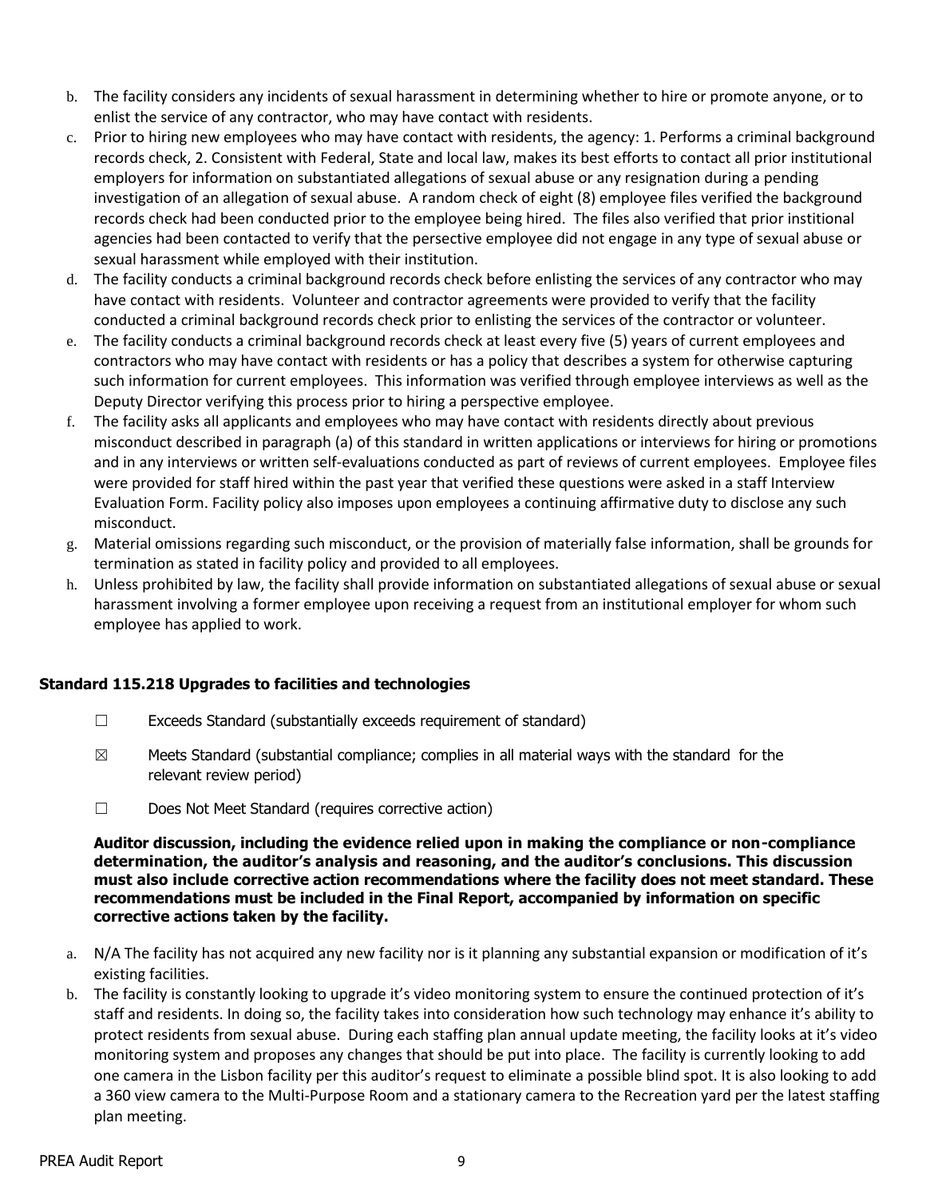b. The facility considers any incidents of sexual harassment in determining whether to hire or promote anyone, or to enlist the service of any contractor, who may have contact with residents.
c. Prior to hiring new employees who may have contact with residents, the agency: 1. Performs a criminal background records check, 2. Consistent with Federal, State and local law, makes its best efforts to contact all prior institutional employers for information on substantiated allegations of sexual abuse or any resignation during a pending investigation of an allegation of sexual abuse. A random check of eight (8) employee files verified the background records check had been conducted prior to the employee being hired. The files also verified that prior institional agencies had been contacted to verify that the persective employee did not engage in any type of sexual abuse or sexual harassment while employed with their institution.
d. The facility conducts a criminal background records check before enlisting the services of any contractor who may have contact with residents. Volunteer and contractor agreements were provided to verify that the facility conducted a criminal background records check prior to enlisting the services of the contractor or volunteer.
e. The facility conducts a criminal background records check at least every five (5) years of current employees and contractors who may have contact with residents or has a policy that describes a system for otherwise capturing such information for current employees. This information was verified through employee interviews as well as the Deputy Director verifying this process prior to hiring a perspective employee.
f. The facility asks all applicants and employees who may have contact with residents directly about previous misconduct described in paragraph (a) of this standard in written applications or interviews for hiring or promotions and in any interviews or written self-evaluations conducted as part of reviews of current employees. Employee files were provided for staff hired within the past year that verified these questions were asked in a staff Interview Evaluation Form. Facility policy also imposes upon employees a continuing affirmative duty to disclose any such misconduct.
g. Material omissions regarding such misconduct, or the provision of materially false information, shall be grounds for termination as stated in facility policy and provided to all employees.
h. Unless prohibited by law, the facility shall provide information on substantiated allegations of sexual abuse or sexual harassment involving a former employee upon receiving a request from an institutional employer for whom such employee has applied to work.

**Standard 115.218 Upgrades to facilities and technologies**

☐ Exceeds Standard (substantially exceeds requirement of standard)

☒ Meets Standard (substantial compliance; complies in all material ways with the standard for the relevant review period)

☐ Does Not Meet Standard (requires corrective action)

**Auditor discussion, including the evidence relied upon in making the compliance or non-compliance determination, the auditor's analysis and reasoning, and the auditor's conclusions. This discussion must also include corrective action recommendations where the facility does not meet standard. These recommendations must be included in the Final Report, accompanied by information on specific corrective actions taken by the facility.**

a. N/A The facility has not acquired any new facility nor is it planning any substantial expansion or modification of it's existing facilities.
b. The facility is constantly looking to upgrade it's video monitoring system to ensure the continued protection of it's staff and residents. In doing so, the facility takes into consideration how such technology may enhance it's ability to protect residents from sexual abuse. During each staffing plan annual update meeting, the facility looks at it's video monitoring system and proposes any changes that should be put into place. The facility is currently looking to add one camera in the Lisbon facility per this auditor's request to eliminate a possible blind spot. It is also looking to add a 360 view camera to the Multi-Purpose Room and a stationary camera to the Recreation yard per the latest staffing plan meeting.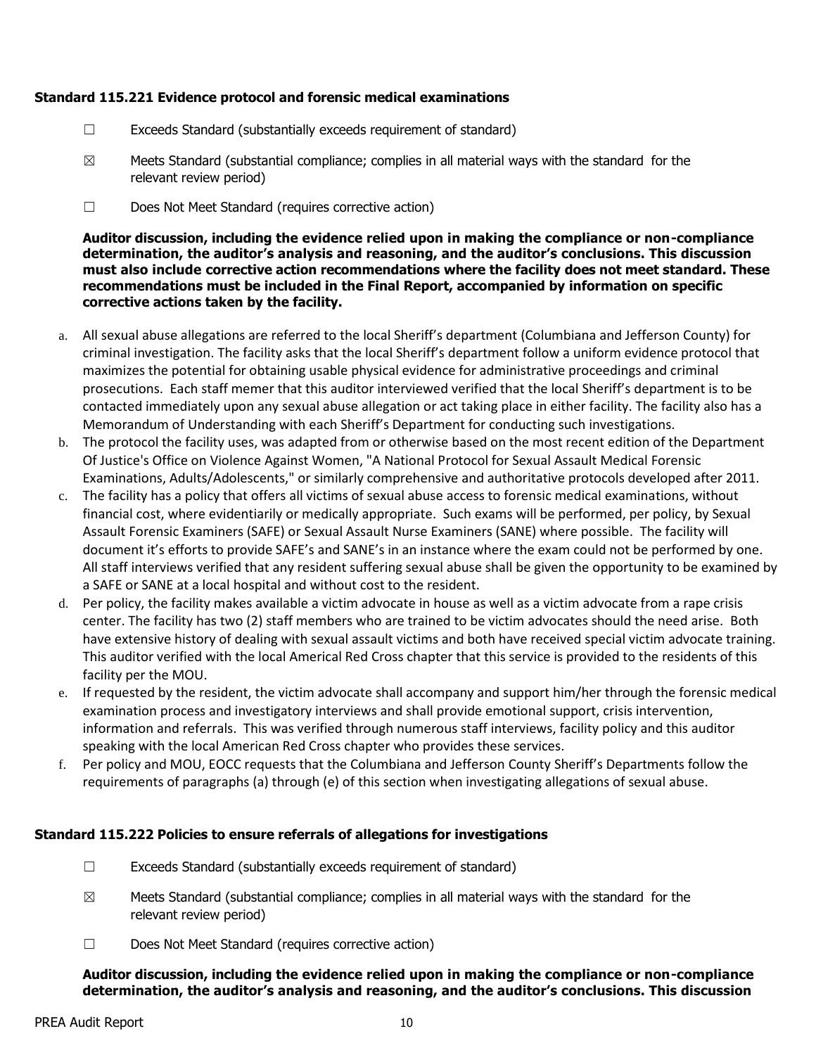**Standard 115.221 Evidence protocol and forensic medical examinations**

☐ Exceeds Standard (substantially exceeds requirement of standard)

☒ Meets Standard (substantial compliance; complies in all material ways with the standard for the relevant review period)

☐ Does Not Meet Standard (requires corrective action)

**Auditor discussion, including the evidence relied upon in making the compliance or non-compliance determination, the auditor's analysis and reasoning, and the auditor's conclusions. This discussion must also include corrective action recommendations where the facility does not meet standard. These recommendations must be included in the Final Report, accompanied by information on specific corrective actions taken by the facility.**

a. All sexual abuse allegations are referred to the local Sheriff's department (Columbiana and Jefferson County) for criminal investigation. The facility asks that the local Sheriff's department follow a uniform evidence protocol that maximizes the potential for obtaining usable physical evidence for administrative proceedings and criminal prosecutions. Each staff memer that this auditor interviewed verified that the local Sheriff's department is to be contacted immediately upon any sexual abuse allegation or act taking place in either facility. The facility also has a Memorandum of Understanding with each Sheriff's Department for conducting such investigations.
b. The protocol the facility uses, was adapted from or otherwise based on the most recent edition of the Department Of Justice's Office on Violence Against Women, "A National Protocol for Sexual Assault Medical Forensic Examinations, Adults/Adolescents," or similarly comprehensive and authoritative protocols developed after 2011.
c. The facility has a policy that offers all victims of sexual abuse access to forensic medical examinations, without financial cost, where evidentiarily or medically appropriate. Such exams will be performed, per policy, by Sexual Assault Forensic Examiners (SAFE) or Sexual Assault Nurse Examiners (SANE) where possible. The facility will document it's efforts to provide SAFE's and SANE's in an instance where the exam could not be performed by one. All staff interviews verified that any resident suffering sexual abuse shall be given the opportunity to be examined by a SAFE or SANE at a local hospital and without cost to the resident.
d. Per policy, the facility makes available a victim advocate in house as well as a victim advocate from a rape crisis center. The facility has two (2) staff members who are trained to be victim advocates should the need arise. Both have extensive history of dealing with sexual assault victims and both have received special victim advocate training. This auditor verified with the local Americal Red Cross chapter that this service is provided to the residents of this facility per the MOU.
e. If requested by the resident, the victim advocate shall accompany and support him/her through the forensic medical examination process and investigatory interviews and shall provide emotional support, crisis intervention, information and referrals. This was verified through numerous staff interviews, facility policy and this auditor speaking with the local American Red Cross chapter who provides these services.
f. Per policy and MOU, EOCC requests that the Columbiana and Jefferson County Sheriff's Departments follow the requirements of paragraphs (a) through (e) of this section when investigating allegations of sexual abuse.

**Standard 115.222 Policies to ensure referrals of allegations for investigations**

☐ Exceeds Standard (substantially exceeds requirement of standard)

☒ Meets Standard (substantial compliance; complies in all material ways with the standard for the relevant review period)

☐ Does Not Meet Standard (requires corrective action)

**Auditor discussion, including the evidence relied upon in making the compliance or non-compliance determination, the auditor's analysis and reasoning, and the auditor's conclusions. This discussion**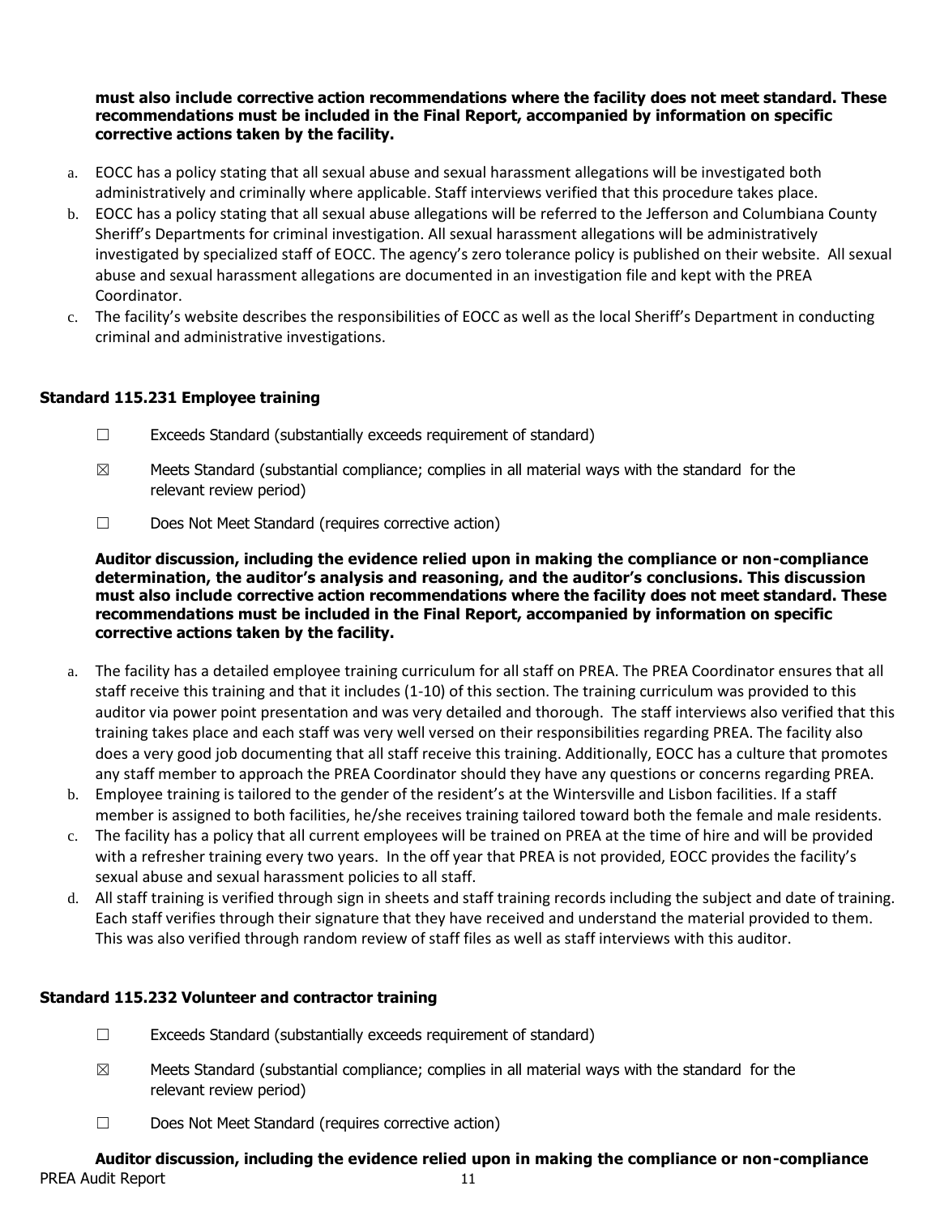**must also include corrective action recommendations where the facility does not meet standard. These recommendations must be included in the Final Report, accompanied by information on specific corrective actions taken by the facility.**

a. EOCC has a policy stating that all sexual abuse and sexual harassment allegations will be investigated both administratively and criminally where applicable. Staff interviews verified that this procedure takes place.
b. EOCC has a policy stating that all sexual abuse allegations will be referred to the Jefferson and Columbiana County Sheriff's Departments for criminal investigation. All sexual harassment allegations will be administratively investigated by specialized staff of EOCC. The agency's zero tolerance policy is published on their website. All sexual abuse and sexual harassment allegations are documented in an investigation file and kept with the PREA Coordinator.
c. The facility's website describes the responsibilities of EOCC as well as the local Sheriff's Department in conducting criminal and administrative investigations.

### Standard 115.231 Employee training

☐ Exceeds Standard (substantially exceeds requirement of standard)

☒ Meets Standard (substantial compliance; complies in all material ways with the standard for the relevant review period)

☐ Does Not Meet Standard (requires corrective action)

**Auditor discussion, including the evidence relied upon in making the compliance or non-compliance determination, the auditor's analysis and reasoning, and the auditor's conclusions. This discussion must also include corrective action recommendations where the facility does not meet standard. These recommendations must be included in the Final Report, accompanied by information on specific corrective actions taken by the facility.**

a. The facility has a detailed employee training curriculum for all staff on PREA. The PREA Coordinator ensures that all staff receive this training and that it includes (1-10) of this section. The training curriculum was provided to this auditor via power point presentation and was very detailed and thorough. The staff interviews also verified that this training takes place and each staff was very well versed on their responsibilities regarding PREA. The facility also does a very good job documenting that all staff receive this training. Additionally, EOCC has a culture that promotes any staff member to approach the PREA Coordinator should they have any questions or concerns regarding PREA.
b. Employee training is tailored to the gender of the resident's at the Wintersville and Lisbon facilities. If a staff member is assigned to both facilities, he/she receives training tailored toward both the female and male residents.
c. The facility has a policy that all current employees will be trained on PREA at the time of hire and will be provided with a refresher training every two years. In the off year that PREA is not provided, EOCC provides the facility's sexual abuse and sexual harassment policies to all staff.
d. All staff training is verified through sign in sheets and staff training records including the subject and date of training. Each staff verifies through their signature that they have received and understand the material provided to them. This was also verified through random review of staff files as well as staff interviews with this auditor.

### Standard 115.232 Volunteer and contractor training

☐ Exceeds Standard (substantially exceeds requirement of standard)

☒ Meets Standard (substantial compliance; complies in all material ways with the standard for the relevant review period)

☐ Does Not Meet Standard (requires corrective action)

**Auditor discussion, including the evidence relied upon in making the compliance or non-compliance**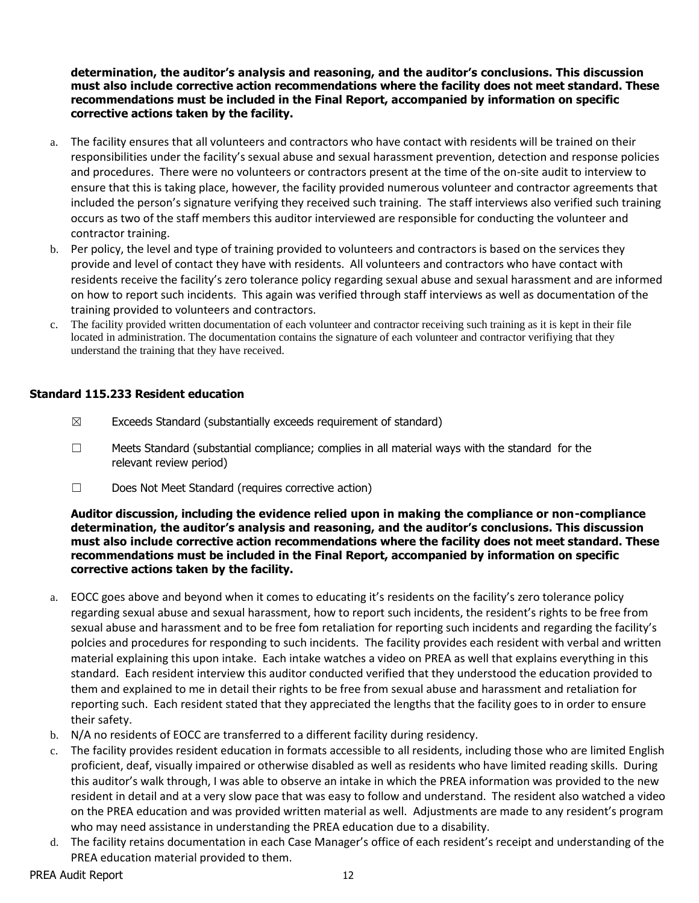**determination, the auditor's analysis and reasoning, and the auditor's conclusions. This discussion must also include corrective action recommendations where the facility does not meet standard. These recommendations must be included in the Final Report, accompanied by information on specific corrective actions taken by the facility.**

a. The facility ensures that all volunteers and contractors who have contact with residents will be trained on their responsibilities under the facility's sexual abuse and sexual harassment prevention, detection and response policies and procedures. There were no volunteers or contractors present at the time of the on-site audit to interview to ensure that this is taking place, however, the facility provided numerous volunteer and contractor agreements that included the person's signature verifying they received such training. The staff interviews also verified such training occurs as two of the staff members this auditor interviewed are responsible for conducting the volunteer and contractor training.
b. Per policy, the level and type of training provided to volunteers and contractors is based on the services they provide and level of contact they have with residents. All volunteers and contractors who have contact with residents receive the facility's zero tolerance policy regarding sexual abuse and sexual harassment and are informed on how to report such incidents. This again was verified through staff interviews as well as documentation of the training provided to volunteers and contractors.
c. The facility provided written documentation of each volunteer and contractor receiving such training as it is kept in their file located in administration. The documentation contains the signature of each volunteer and contractor verifiying that they understand the training that they have received.

### Standard 115.233 Resident education

☒ Exceeds Standard (substantially exceeds requirement of standard)

☐ Meets Standard (substantial compliance; complies in all material ways with the standard for the relevant review period)

☐ Does Not Meet Standard (requires corrective action)

**Auditor discussion, including the evidence relied upon in making the compliance or non-compliance determination, the auditor's analysis and reasoning, and the auditor's conclusions. This discussion must also include corrective action recommendations where the facility does not meet standard. These recommendations must be included in the Final Report, accompanied by information on specific corrective actions taken by the facility.**

a. EOCC goes above and beyond when it comes to educating it's residents on the facility's zero tolerance policy regarding sexual abuse and sexual harassment, how to report such incidents, the resident's rights to be free from sexual abuse and harassment and to be free fom retaliation for reporting such incidents and regarding the facility's polcies and procedures for responding to such incidents. The facility provides each resident with verbal and written material explaining this upon intake. Each intake watches a video on PREA as well that explains everything in this standard. Each resident interview this auditor conducted verified that they understood the education provided to them and explained to me in detail their rights to be free from sexual abuse and harassment and retaliation for reporting such. Each resident stated that they appreciated the lengths that the facility goes to in order to ensure their safety.
b. N/A no residents of EOCC are transferred to a different facility during residency.
c. The facility provides resident education in formats accessible to all residents, including those who are limited English proficient, deaf, visually impaired or otherwise disabled as well as residents who have limited reading skills. During this auditor's walk through, I was able to observe an intake in which the PREA information was provided to the new resident in detail and at a very slow pace that was easy to follow and understand. The resident also watched a video on the PREA education and was provided written material as well. Adjustments are made to any resident's program who may need assistance in understanding the PREA education due to a disability.
d. The facility retains documentation in each Case Manager's office of each resident's receipt and understanding of the PREA education material provided to them.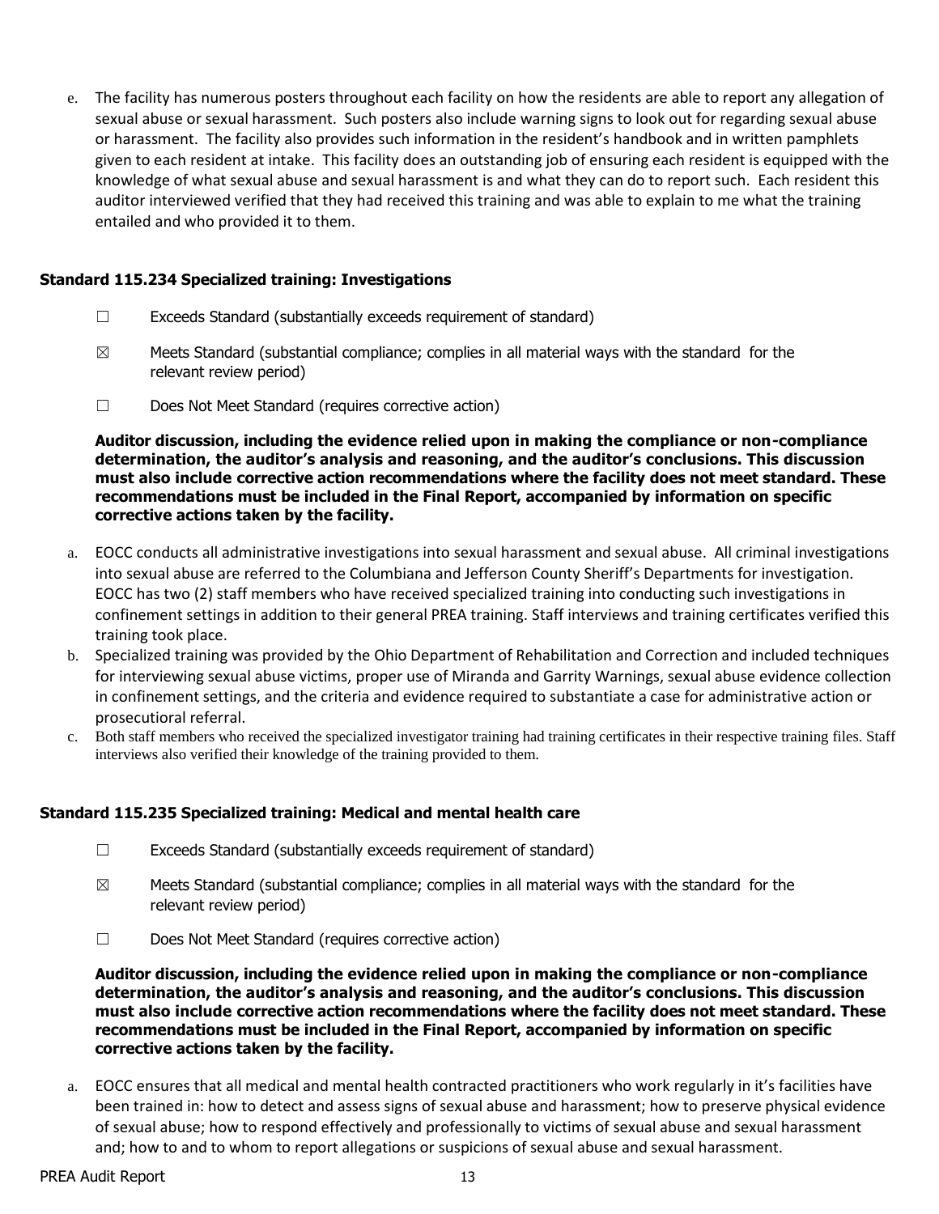e. The facility has numerous posters throughout each facility on how the residents are able to report any allegation of sexual abuse or sexual harassment. Such posters also include warning signs to look out for regarding sexual abuse or harassment. The facility also provides such information in the resident's handbook and in written pamphlets given to each resident at intake. This facility does an outstanding job of ensuring each resident is equipped with the knowledge of what sexual abuse and sexual harassment is and what they can do to report such. Each resident this auditor interviewed verified that they had received this training and was able to explain to me what the training entailed and who provided it to them.

### Standard 115.234 Specialized training: Investigations

☐ Exceeds Standard (substantially exceeds requirement of standard)

☒ Meets Standard (substantial compliance; complies in all material ways with the standard for the relevant review period)

☐ Does Not Meet Standard (requires corrective action)

**Auditor discussion, including the evidence relied upon in making the compliance or non-compliance determination, the auditor's analysis and reasoning, and the auditor's conclusions. This discussion must also include corrective action recommendations where the facility does not meet standard. These recommendations must be included in the Final Report, accompanied by information on specific corrective actions taken by the facility.**

a. EOCC conducts all administrative investigations into sexual harassment and sexual abuse. All criminal investigations into sexual abuse are referred to the Columbiana and Jefferson County Sheriff's Departments for investigation. EOCC has two (2) staff members who have received specialized training into conducting such investigations in confinement settings in addition to their general PREA training. Staff interviews and training certificates verified this training took place.
b. Specialized training was provided by the Ohio Department of Rehabilitation and Correction and included techniques for interviewing sexual abuse victims, proper use of Miranda and Garrity Warnings, sexual abuse evidence collection in confinement settings, and the criteria and evidence required to substantiate a case for administrative action or prosecutioral referral.
c. Both staff members who received the specialized investigator training had training certificates in their respective training files. Staff interviews also verified their knowledge of the training provided to them.

### Standard 115.235 Specialized training: Medical and mental health care

☐ Exceeds Standard (substantially exceeds requirement of standard)

☒ Meets Standard (substantial compliance; complies in all material ways with the standard for the relevant review period)

☐ Does Not Meet Standard (requires corrective action)

**Auditor discussion, including the evidence relied upon in making the compliance or non-compliance determination, the auditor's analysis and reasoning, and the auditor's conclusions. This discussion must also include corrective action recommendations where the facility does not meet standard. These recommendations must be included in the Final Report, accompanied by information on specific corrective actions taken by the facility.**

a. EOCC ensures that all medical and mental health contracted practitioners who work regularly in it's facilities have been trained in: how to detect and assess signs of sexual abuse and harassment; how to preserve physical evidence of sexual abuse; how to respond effectively and professionally to victims of sexual abuse and sexual harassment and; how to and to whom to report allegations or suspicions of sexual abuse and sexual harassment.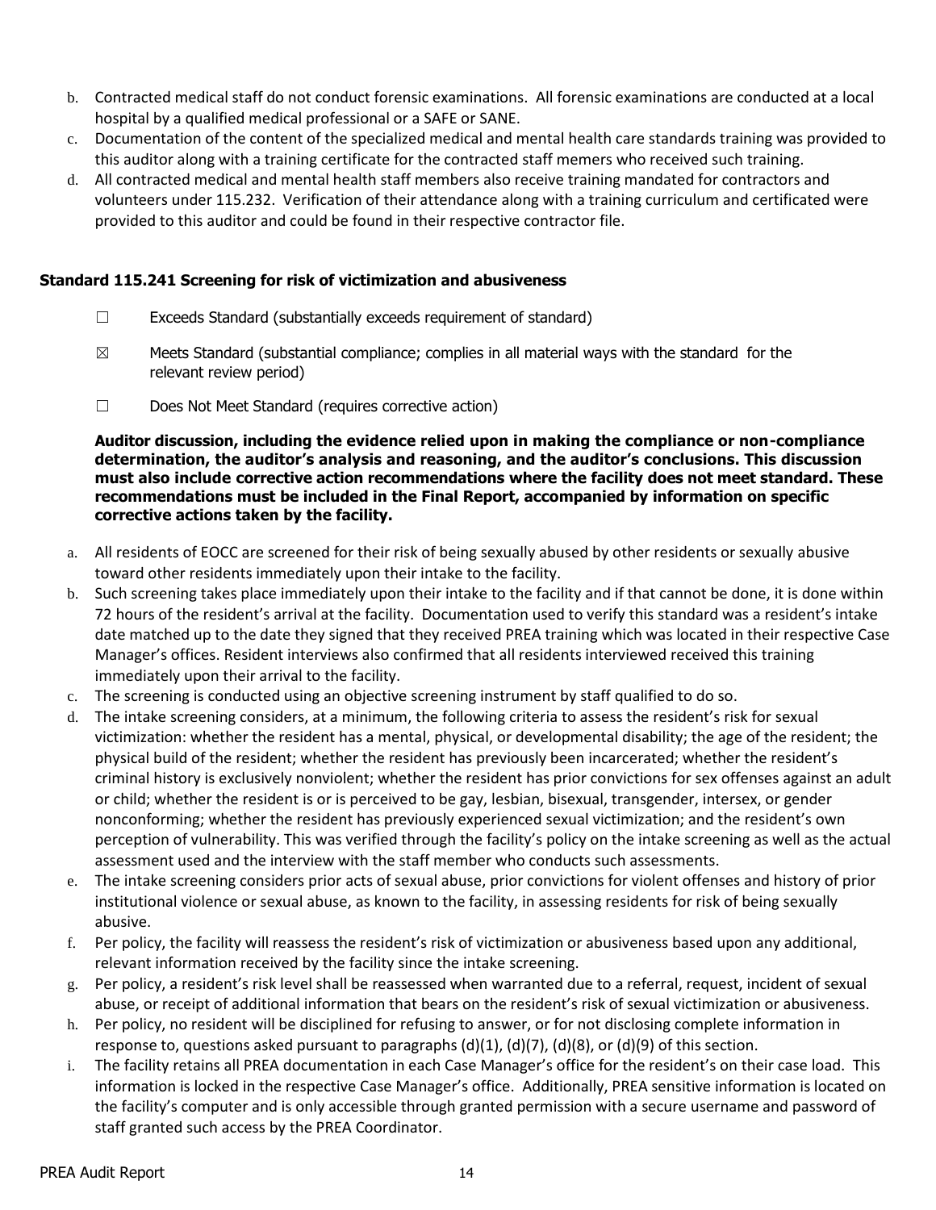b. Contracted medical staff do not conduct forensic examinations. All forensic examinations are conducted at a local hospital by a qualified medical professional or a SAFE or SANE.
c. Documentation of the content of the specialized medical and mental health care standards training was provided to this auditor along with a training certificate for the contracted staff memers who received such training.
d. All contracted medical and mental health staff members also receive training mandated for contractors and volunteers under 115.232. Verification of their attendance along with a training curriculum and certificated were provided to this auditor and could be found in their respective contractor file.

### Standard 115.241 Screening for risk of victimization and abusiveness

☐ Exceeds Standard (substantially exceeds requirement of standard)

☒ Meets Standard (substantial compliance; complies in all material ways with the standard for the relevant review period)

☐ Does Not Meet Standard (requires corrective action)

**Auditor discussion, including the evidence relied upon in making the compliance or non-compliance determination, the auditor's analysis and reasoning, and the auditor's conclusions. This discussion must also include corrective action recommendations where the facility does not meet standard. These recommendations must be included in the Final Report, accompanied by information on specific corrective actions taken by the facility.**

a. All residents of EOCC are screened for their risk of being sexually abused by other residents or sexually abusive toward other residents immediately upon their intake to the facility.
b. Such screening takes place immediately upon their intake to the facility and if that cannot be done, it is done within 72 hours of the resident's arrival at the facility. Documentation used to verify this standard was a resident's intake date matched up to the date they signed that they received PREA training which was located in their respective Case Manager's offices. Resident interviews also confirmed that all residents interviewed received this training immediately upon their arrival to the facility.
c. The screening is conducted using an objective screening instrument by staff qualified to do so.
d. The intake screening considers, at a minimum, the following criteria to assess the resident's risk for sexual victimization: whether the resident has a mental, physical, or developmental disability; the age of the resident; the physical build of the resident; whether the resident has previously been incarcerated; whether the resident's criminal history is exclusively nonviolent; whether the resident has prior convictions for sex offenses against an adult or child; whether the resident is or is perceived to be gay, lesbian, bisexual, transgender, intersex, or gender nonconforming; whether the resident has previously experienced sexual victimization; and the resident's own perception of vulnerability. This was verified through the facility's policy on the intake screening as well as the actual assessment used and the interview with the staff member who conducts such assessments.
e. The intake screening considers prior acts of sexual abuse, prior convictions for violent offenses and history of prior institutional violence or sexual abuse, as known to the facility, in assessing residents for risk of being sexually abusive.
f. Per policy, the facility will reassess the resident's risk of victimization or abusiveness based upon any additional, relevant information received by the facility since the intake screening.
g. Per policy, a resident's risk level shall be reassessed when warranted due to a referral, request, incident of sexual abuse, or receipt of additional information that bears on the resident's risk of sexual victimization or abusiveness.
h. Per policy, no resident will be disciplined for refusing to answer, or for not disclosing complete information in response to, questions asked pursuant to paragraphs (d)(1), (d)(7), (d)(8), or (d)(9) of this section.
i. The facility retains all PREA documentation in each Case Manager's office for the resident's on their case load. This information is locked in the respective Case Manager's office. Additionally, PREA sensitive information is located on the facility's computer and is only accessible through granted permission with a secure username and password of staff granted such access by the PREA Coordinator.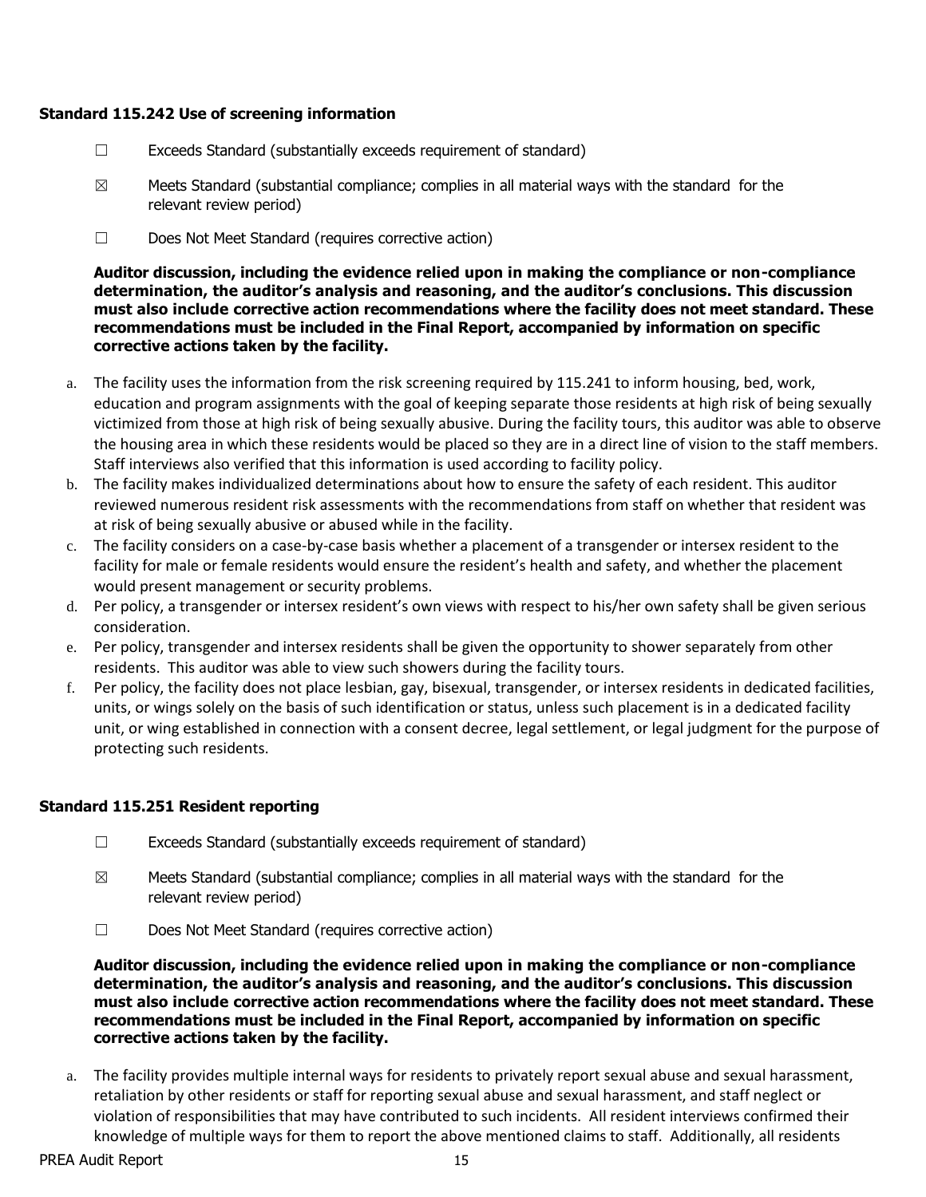**Standard 115.242 Use of screening information**

☐ Exceeds Standard (substantially exceeds requirement of standard)

☒ Meets Standard (substantial compliance; complies in all material ways with the standard for the relevant review period)

☐ Does Not Meet Standard (requires corrective action)

**Auditor discussion, including the evidence relied upon in making the compliance or non-compliance determination, the auditor's analysis and reasoning, and the auditor's conclusions. This discussion must also include corrective action recommendations where the facility does not meet standard. These recommendations must be included in the Final Report, accompanied by information on specific corrective actions taken by the facility.**

a. The facility uses the information from the risk screening required by 115.241 to inform housing, bed, work, education and program assignments with the goal of keeping separate those residents at high risk of being sexually victimized from those at high risk of being sexually abusive. During the facility tours, this auditor was able to observe the housing area in which these residents would be placed so they are in a direct line of vision to the staff members. Staff interviews also verified that this information is used according to facility policy.
b. The facility makes individualized determinations about how to ensure the safety of each resident. This auditor reviewed numerous resident risk assessments with the recommendations from staff on whether that resident was at risk of being sexually abusive or abused while in the facility.
c. The facility considers on a case-by-case basis whether a placement of a transgender or intersex resident to the facility for male or female residents would ensure the resident's health and safety, and whether the placement would present management or security problems.
d. Per policy, a transgender or intersex resident's own views with respect to his/her own safety shall be given serious consideration.
e. Per policy, transgender and intersex residents shall be given the opportunity to shower separately from other residents. This auditor was able to view such showers during the facility tours.
f. Per policy, the facility does not place lesbian, gay, bisexual, transgender, or intersex residents in dedicated facilities, units, or wings solely on the basis of such identification or status, unless such placement is in a dedicated facility unit, or wing established in connection with a consent decree, legal settlement, or legal judgment for the purpose of protecting such residents.

**Standard 115.251 Resident reporting**

☐ Exceeds Standard (substantially exceeds requirement of standard)

☒ Meets Standard (substantial compliance; complies in all material ways with the standard for the relevant review period)

☐ Does Not Meet Standard (requires corrective action)

**Auditor discussion, including the evidence relied upon in making the compliance or non-compliance determination, the auditor's analysis and reasoning, and the auditor's conclusions. This discussion must also include corrective action recommendations where the facility does not meet standard. These recommendations must be included in the Final Report, accompanied by information on specific corrective actions taken by the facility.**

a. The facility provides multiple internal ways for residents to privately report sexual abuse and sexual harassment, retaliation by other residents or staff for reporting sexual abuse and sexual harassment, and staff neglect or violation of responsibilities that may have contributed to such incidents. All resident interviews confirmed their knowledge of multiple ways for them to report the above mentioned claims to staff. Additionally, all residents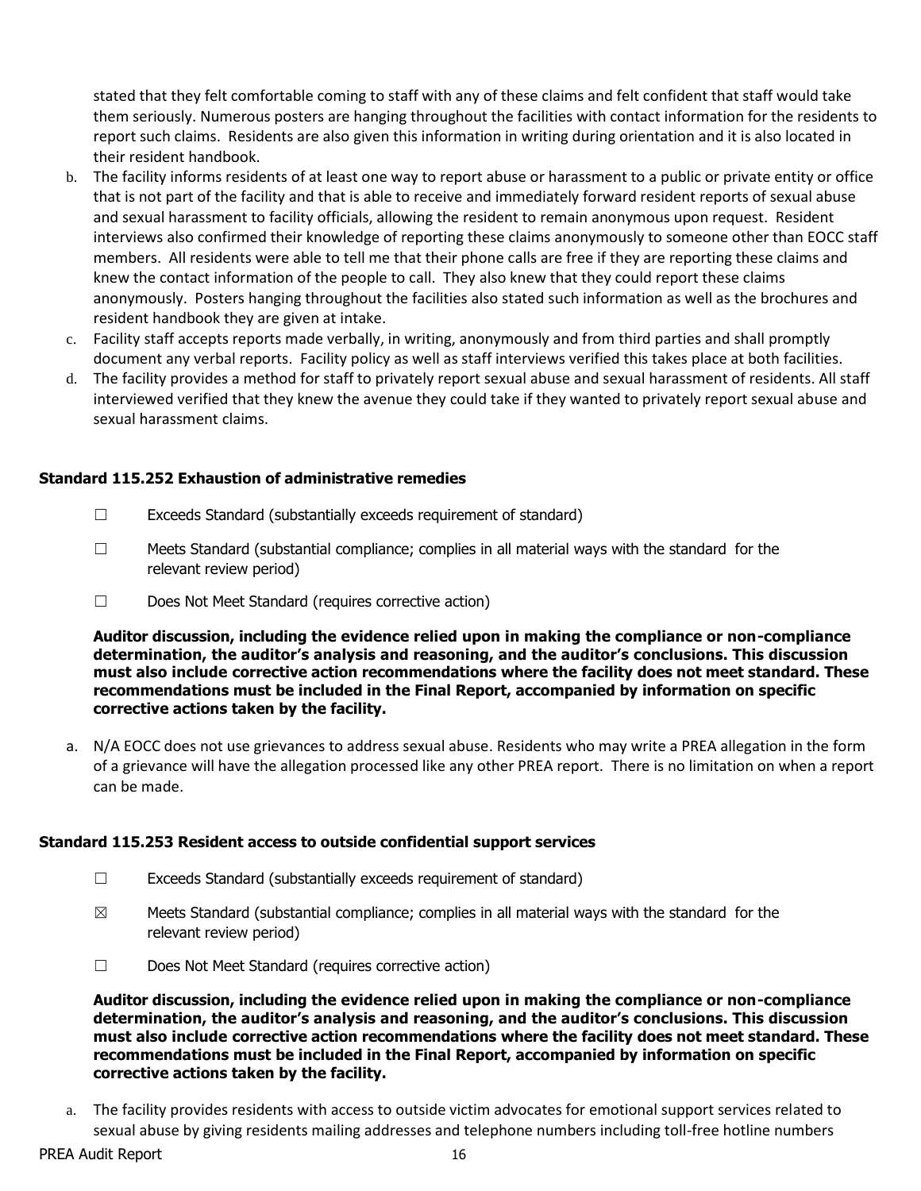stated that they felt comfortable coming to staff with any of these claims and felt confident that staff would take them seriously. Numerous posters are hanging throughout the facilities with contact information for the residents to report such claims. Residents are also given this information in writing during orientation and it is also located in their resident handbook.

b. The facility informs residents of at least one way to report abuse or harassment to a public or private entity or office that is not part of the facility and that is able to receive and immediately forward resident reports of sexual abuse and sexual harassment to facility officials, allowing the resident to remain anonymous upon request. Resident interviews also confirmed their knowledge of reporting these claims anonymously to someone other than EOCC staff members. All residents were able to tell me that their phone calls are free if they are reporting these claims and knew the contact information of the people to call. They also knew that they could report these claims anonymously. Posters hanging throughout the facilities also stated such information as well as the brochures and resident handbook they are given at intake.

c. Facility staff accepts reports made verbally, in writing, anonymously and from third parties and shall promptly document any verbal reports. Facility policy as well as staff interviews verified this takes place at both facilities.

d. The facility provides a method for staff to privately report sexual abuse and sexual harassment of residents. All staff interviewed verified that they knew the avenue they could take if they wanted to privately report sexual abuse and sexual harassment claims.

### Standard 115.252 Exhaustion of administrative remedies

☐ Exceeds Standard (substantially exceeds requirement of standard)

☐ Meets Standard (substantial compliance; complies in all material ways with the standard for the relevant review period)

☐ Does Not Meet Standard (requires corrective action)

**Auditor discussion, including the evidence relied upon in making the compliance or non-compliance determination, the auditor's analysis and reasoning, and the auditor's conclusions. This discussion must also include corrective action recommendations where the facility does not meet standard. These recommendations must be included in the Final Report, accompanied by information on specific corrective actions taken by the facility.**

a. N/A EOCC does not use grievances to address sexual abuse. Residents who may write a PREA allegation in the form of a grievance will have the allegation processed like any other PREA report. There is no limitation on when a report can be made.

### Standard 115.253 Resident access to outside confidential support services

☐ Exceeds Standard (substantially exceeds requirement of standard)

☒ Meets Standard (substantial compliance; complies in all material ways with the standard for the relevant review period)

☐ Does Not Meet Standard (requires corrective action)

**Auditor discussion, including the evidence relied upon in making the compliance or non-compliance determination, the auditor's analysis and reasoning, and the auditor's conclusions. This discussion must also include corrective action recommendations where the facility does not meet standard. These recommendations must be included in the Final Report, accompanied by information on specific corrective actions taken by the facility.**

a. The facility provides residents with access to outside victim advocates for emotional support services related to sexual abuse by giving residents mailing addresses and telephone numbers including toll-free hotline numbers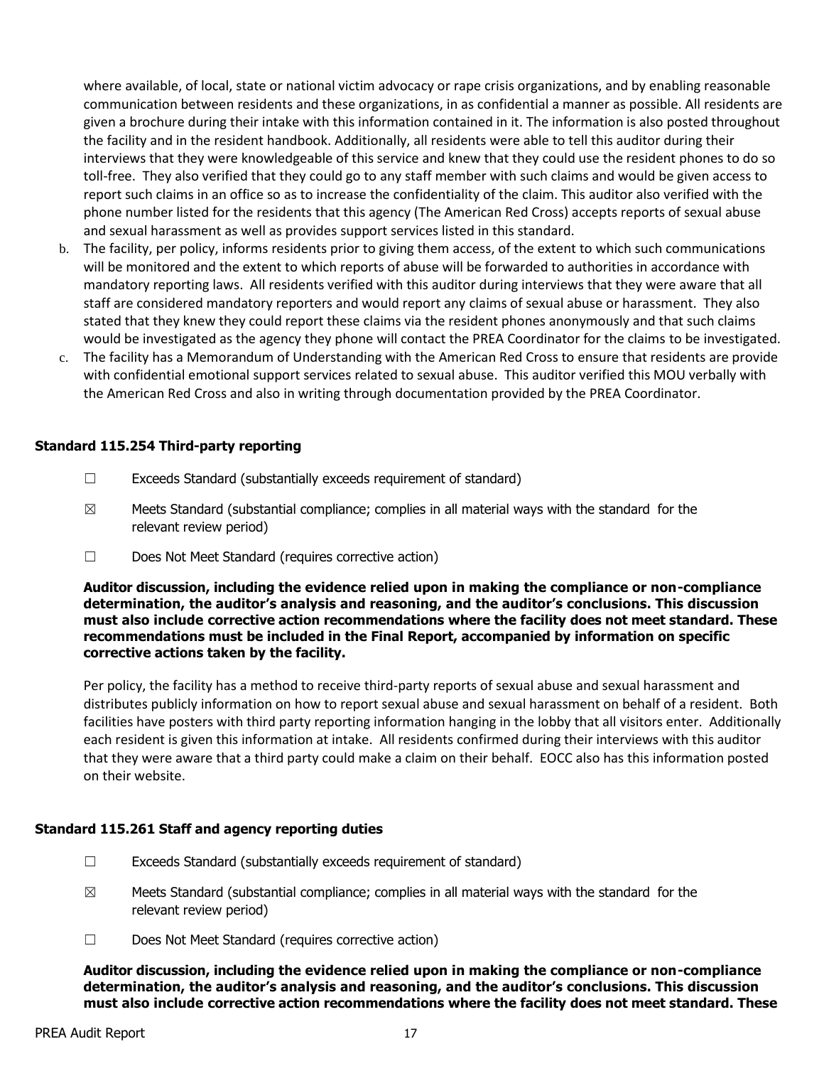where available, of local, state or national victim advocacy or rape crisis organizations, and by enabling reasonable communication between residents and these organizations, in as confidential a manner as possible. All residents are given a brochure during their intake with this information contained in it. The information is also posted throughout the facility and in the resident handbook. Additionally, all residents were able to tell this auditor during their interviews that they were knowledgeable of this service and knew that they could use the resident phones to do so toll-free. They also verified that they could go to any staff member with such claims and would be given access to report such claims in an office so as to increase the confidentiality of the claim. This auditor also verified with the phone number listed for the residents that this agency (The American Red Cross) accepts reports of sexual abuse and sexual harassment as well as provides support services listed in this standard.

b. The facility, per policy, informs residents prior to giving them access, of the extent to which such communications will be monitored and the extent to which reports of abuse will be forwarded to authorities in accordance with mandatory reporting laws. All residents verified with this auditor during interviews that they were aware that all staff are considered mandatory reporters and would report any claims of sexual abuse or harassment. They also stated that they knew they could report these claims via the resident phones anonymously and that such claims would be investigated as the agency they phone will contact the PREA Coordinator for the claims to be investigated.

c. The facility has a Memorandum of Understanding with the American Red Cross to ensure that residents are provide with confidential emotional support services related to sexual abuse. This auditor verified this MOU verbally with the American Red Cross and also in writing through documentation provided by the PREA Coordinator.

### Standard 115.254 Third-party reporting

☐ Exceeds Standard (substantially exceeds requirement of standard)

☒ Meets Standard (substantial compliance; complies in all material ways with the standard for the relevant review period)

☐ Does Not Meet Standard (requires corrective action)

**Auditor discussion, including the evidence relied upon in making the compliance or non-compliance determination, the auditor's analysis and reasoning, and the auditor's conclusions. This discussion must also include corrective action recommendations where the facility does not meet standard. These recommendations must be included in the Final Report, accompanied by information on specific corrective actions taken by the facility.**

Per policy, the facility has a method to receive third-party reports of sexual abuse and sexual harassment and distributes publicly information on how to report sexual abuse and sexual harassment on behalf of a resident. Both facilities have posters with third party reporting information hanging in the lobby that all visitors enter. Additionally each resident is given this information at intake. All residents confirmed during their interviews with this auditor that they were aware that a third party could make a claim on their behalf. EOCC also has this information posted on their website.

### Standard 115.261 Staff and agency reporting duties

☐ Exceeds Standard (substantially exceeds requirement of standard)

☒ Meets Standard (substantial compliance; complies in all material ways with the standard for the relevant review period)

☐ Does Not Meet Standard (requires corrective action)

**Auditor discussion, including the evidence relied upon in making the compliance or non-compliance determination, the auditor's analysis and reasoning, and the auditor's conclusions. This discussion must also include corrective action recommendations where the facility does not meet standard. These**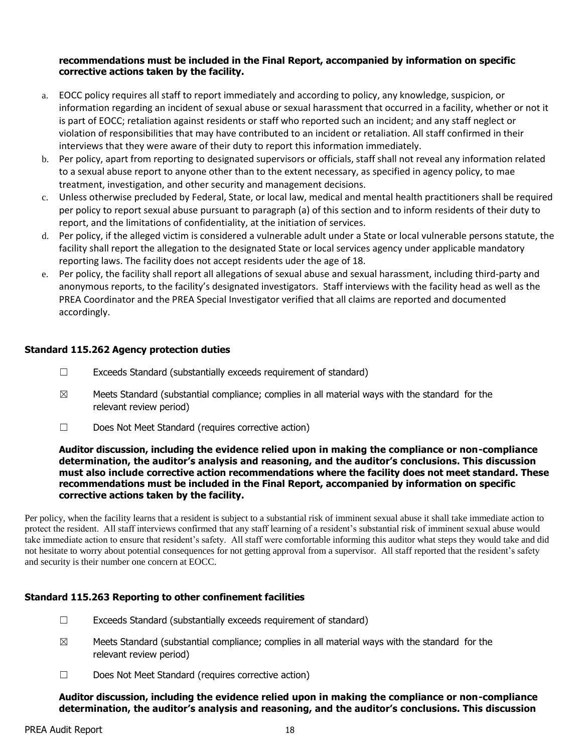**recommendations must be included in the Final Report, accompanied by information on specific corrective actions taken by the facility.**

a. EOCC policy requires all staff to report immediately and according to policy, any knowledge, suspicion, or information regarding an incident of sexual abuse or sexual harassment that occurred in a facility, whether or not it is part of EOCC; retaliation against residents or staff who reported such an incident; and any staff neglect or violation of responsibilities that may have contributed to an incident or retaliation. All staff confirmed in their interviews that they were aware of their duty to report this information immediately.
b. Per policy, apart from reporting to designated supervisors or officials, staff shall not reveal any information related to a sexual abuse report to anyone other than to the extent necessary, as specified in agency policy, to mae treatment, investigation, and other security and management decisions.
c. Unless otherwise precluded by Federal, State, or local law, medical and mental health practitioners shall be required per policy to report sexual abuse pursuant to paragraph (a) of this section and to inform residents of their duty to report, and the limitations of confidentiality, at the initiation of services.
d. Per policy, if the alleged victim is considered a vulnerable adult under a State or local vulnerable persons statute, the facility shall report the allegation to the designated State or local services agency under applicable mandatory reporting laws. The facility does not accept residents uder the age of 18.
e. Per policy, the facility shall report all allegations of sexual abuse and sexual harassment, including third-party and anonymous reports, to the facility's designated investigators. Staff interviews with the facility head as well as the PREA Coordinator and the PREA Special Investigator verified that all claims are reported and documented accordingly.

### Standard 115.262 Agency protection duties

☐ Exceeds Standard (substantially exceeds requirement of standard)

☒ Meets Standard (substantial compliance; complies in all material ways with the standard for the relevant review period)

☐ Does Not Meet Standard (requires corrective action)

**Auditor discussion, including the evidence relied upon in making the compliance or non-compliance determination, the auditor's analysis and reasoning, and the auditor's conclusions. This discussion must also include corrective action recommendations where the facility does not meet standard. These recommendations must be included in the Final Report, accompanied by information on specific corrective actions taken by the facility.**

Per policy, when the facility learns that a resident is subject to a substantial risk of imminent sexual abuse it shall take immediate action to protect the resident. All staff interviews confirmed that any staff learning of a resident's substantial risk of imminent sexual abuse would take immediate action to ensure that resident's safety. All staff were comfortable informing this auditor what steps they would take and did not hesitate to worry about potential consequences for not getting approval from a supervisor. All staff reported that the resident's safety and security is their number one concern at EOCC.

### Standard 115.263 Reporting to other confinement facilities

☐ Exceeds Standard (substantially exceeds requirement of standard)

☒ Meets Standard (substantial compliance; complies in all material ways with the standard for the relevant review period)

☐ Does Not Meet Standard (requires corrective action)

**Auditor discussion, including the evidence relied upon in making the compliance or non-compliance determination, the auditor's analysis and reasoning, and the auditor's conclusions. This discussion**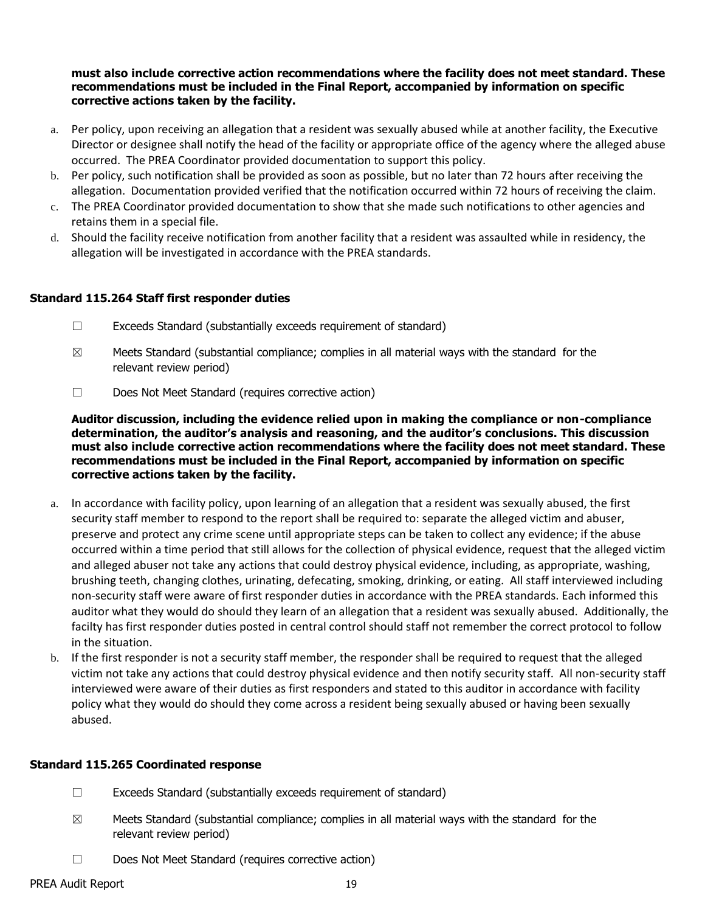**must also include corrective action recommendations where the facility does not meet standard. These recommendations must be included in the Final Report, accompanied by information on specific corrective actions taken by the facility.**

a. Per policy, upon receiving an allegation that a resident was sexually abused while at another facility, the Executive Director or designee shall notify the head of the facility or appropriate office of the agency where the alleged abuse occurred. The PREA Coordinator provided documentation to support this policy.
b. Per policy, such notification shall be provided as soon as possible, but no later than 72 hours after receiving the allegation. Documentation provided verified that the notification occurred within 72 hours of receiving the claim.
c. The PREA Coordinator provided documentation to show that she made such notifications to other agencies and retains them in a special file.
d. Should the facility receive notification from another facility that a resident was assaulted while in residency, the allegation will be investigated in accordance with the PREA standards.

### Standard 115.264 Staff first responder duties

☐ Exceeds Standard (substantially exceeds requirement of standard)

☒ Meets Standard (substantial compliance; complies in all material ways with the standard for the relevant review period)

☐ Does Not Meet Standard (requires corrective action)

**Auditor discussion, including the evidence relied upon in making the compliance or non-compliance determination, the auditor's analysis and reasoning, and the auditor's conclusions. This discussion must also include corrective action recommendations where the facility does not meet standard. These recommendations must be included in the Final Report, accompanied by information on specific corrective actions taken by the facility.**

a. In accordance with facility policy, upon learning of an allegation that a resident was sexually abused, the first security staff member to respond to the report shall be required to: separate the alleged victim and abuser, preserve and protect any crime scene until appropriate steps can be taken to collect any evidence; if the abuse occurred within a time period that still allows for the collection of physical evidence, request that the alleged victim and alleged abuser not take any actions that could destroy physical evidence, including, as appropriate, washing, brushing teeth, changing clothes, urinating, defecating, smoking, drinking, or eating. All staff interviewed including non-security staff were aware of first responder duties in accordance with the PREA standards. Each informed this auditor what they would do should they learn of an allegation that a resident was sexually abused. Additionally, the facilty has first responder duties posted in central control should staff not remember the correct protocol to follow in the situation.
b. If the first responder is not a security staff member, the responder shall be required to request that the alleged victim not take any actions that could destroy physical evidence and then notify security staff. All non-security staff interviewed were aware of their duties as first responders and stated to this auditor in accordance with facility policy what they would do should they come across a resident being sexually abused or having been sexually abused.

### Standard 115.265 Coordinated response

☐ Exceeds Standard (substantially exceeds requirement of standard)

☒ Meets Standard (substantial compliance; complies in all material ways with the standard for the relevant review period)

☐ Does Not Meet Standard (requires corrective action)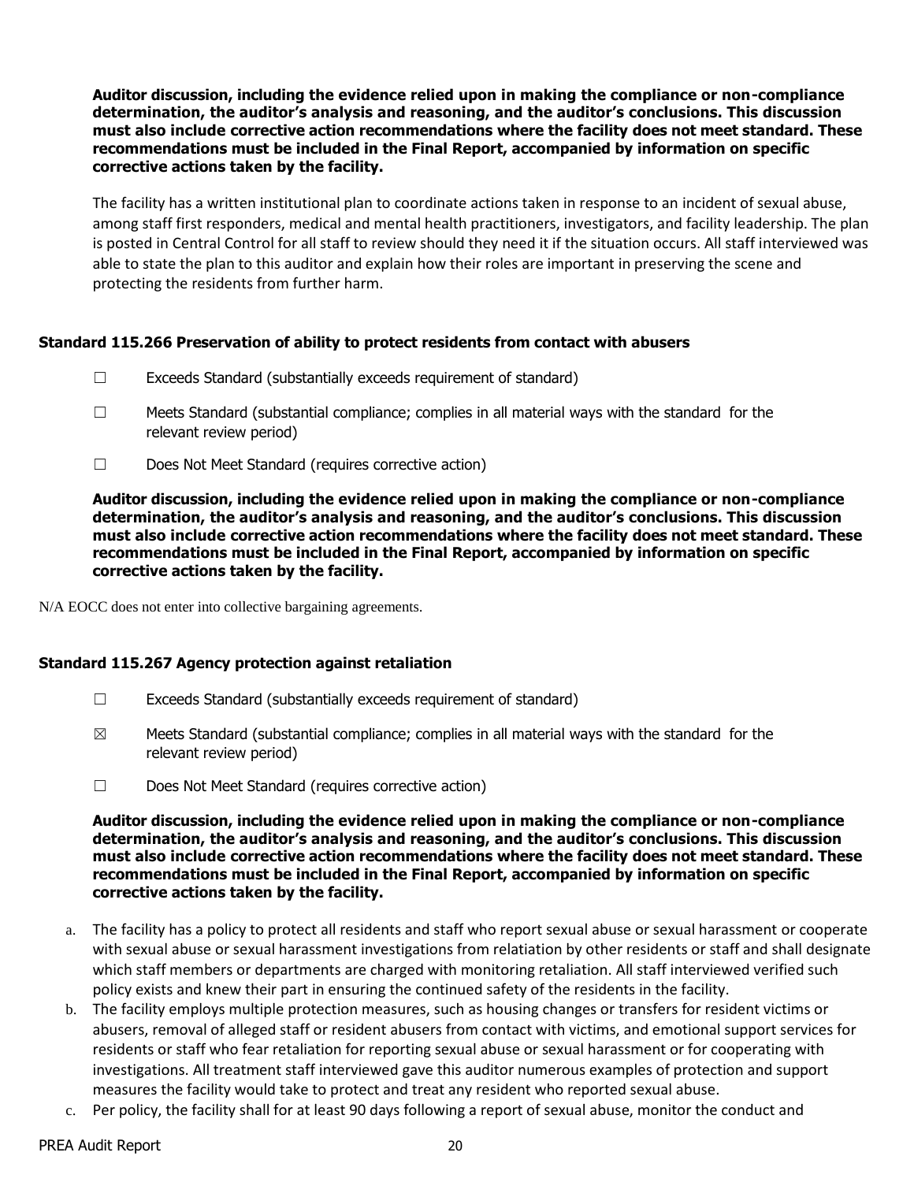**Auditor discussion, including the evidence relied upon in making the compliance or non-compliance determination, the auditor's analysis and reasoning, and the auditor's conclusions. This discussion must also include corrective action recommendations where the facility does not meet standard. These recommendations must be included in the Final Report, accompanied by information on specific corrective actions taken by the facility.**

The facility has a written institutional plan to coordinate actions taken in response to an incident of sexual abuse, among staff first responders, medical and mental health practitioners, investigators, and facility leadership. The plan is posted in Central Control for all staff to review should they need it if the situation occurs. All staff interviewed was able to state the plan to this auditor and explain how their roles are important in preserving the scene and protecting the residents from further harm.

### Standard 115.266 Preservation of ability to protect residents from contact with abusers

- ☐ Exceeds Standard (substantially exceeds requirement of standard)
- ☐ Meets Standard (substantial compliance; complies in all material ways with the standard for the relevant review period)
- ☐ Does Not Meet Standard (requires corrective action)

**Auditor discussion, including the evidence relied upon in making the compliance or non-compliance determination, the auditor's analysis and reasoning, and the auditor's conclusions. This discussion must also include corrective action recommendations where the facility does not meet standard. These recommendations must be included in the Final Report, accompanied by information on specific corrective actions taken by the facility.**

N/A EOCC does not enter into collective bargaining agreements.

### Standard 115.267 Agency protection against retaliation

- ☐ Exceeds Standard (substantially exceeds requirement of standard)
- ☒ Meets Standard (substantial compliance; complies in all material ways with the standard for the relevant review period)
- ☐ Does Not Meet Standard (requires corrective action)

**Auditor discussion, including the evidence relied upon in making the compliance or non-compliance determination, the auditor's analysis and reasoning, and the auditor's conclusions. This discussion must also include corrective action recommendations where the facility does not meet standard. These recommendations must be included in the Final Report, accompanied by information on specific corrective actions taken by the facility.**

a. The facility has a policy to protect all residents and staff who report sexual abuse or sexual harassment or cooperate with sexual abuse or sexual harassment investigations from relatiation by other residents or staff and shall designate which staff members or departments are charged with monitoring retaliation. All staff interviewed verified such policy exists and knew their part in ensuring the continued safety of the residents in the facility.
b. The facility employs multiple protection measures, such as housing changes or transfers for resident victims or abusers, removal of alleged staff or resident abusers from contact with victims, and emotional support services for residents or staff who fear retaliation for reporting sexual abuse or sexual harassment or for cooperating with investigations. All treatment staff interviewed gave this auditor numerous examples of protection and support measures the facility would take to protect and treat any resident who reported sexual abuse.
c. Per policy, the facility shall for at least 90 days following a report of sexual abuse, monitor the conduct and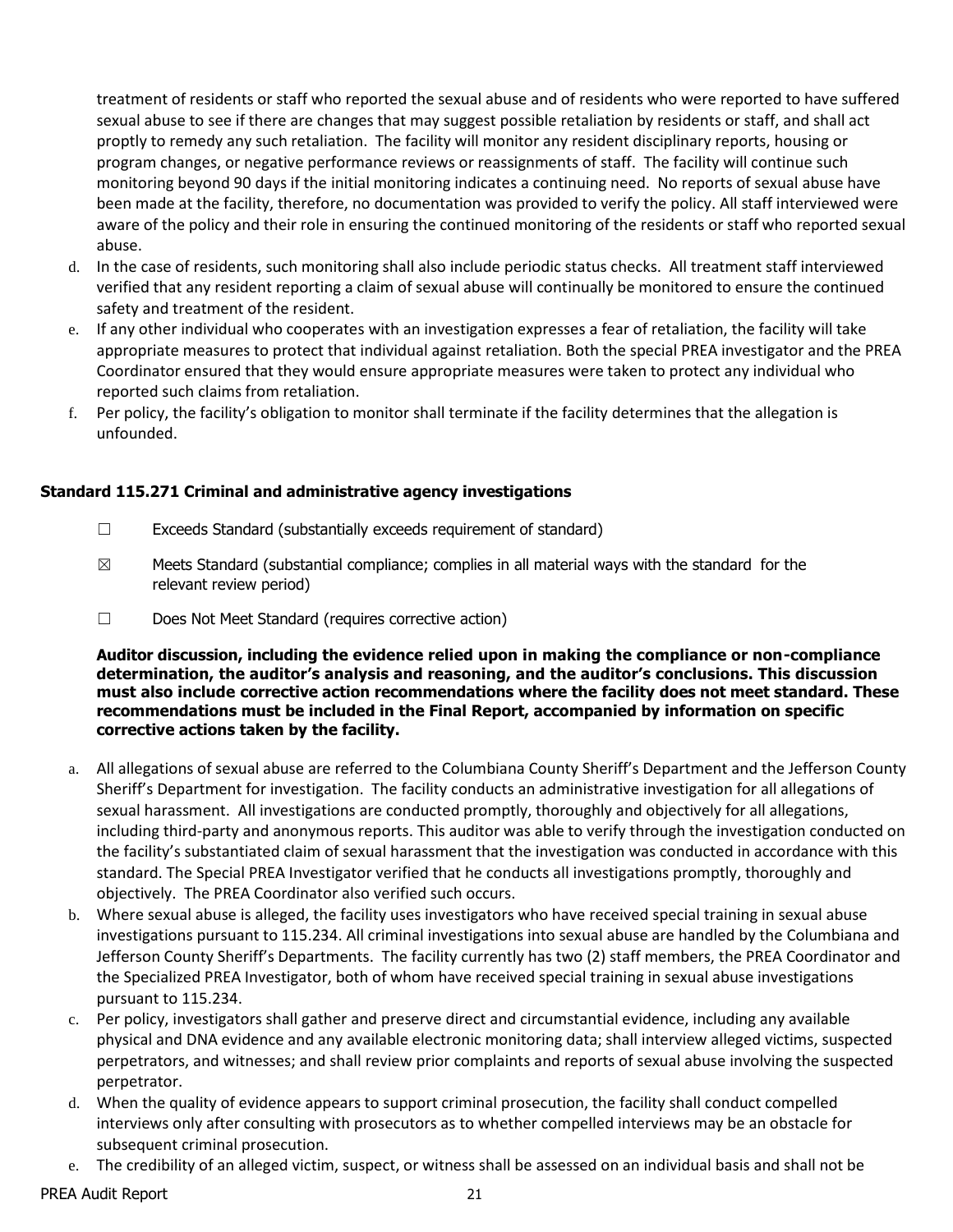treatment of residents or staff who reported the sexual abuse and of residents who were reported to have suffered sexual abuse to see if there are changes that may suggest possible retaliation by residents or staff, and shall act proptly to remedy any such retaliation. The facility will monitor any resident disciplinary reports, housing or program changes, or negative performance reviews or reassignments of staff. The facility will continue such monitoring beyond 90 days if the initial monitoring indicates a continuing need. No reports of sexual abuse have been made at the facility, therefore, no documentation was provided to verify the policy. All staff interviewed were aware of the policy and their role in ensuring the continued monitoring of the residents or staff who reported sexual abuse.

d. In the case of residents, such monitoring shall also include periodic status checks. All treatment staff interviewed verified that any resident reporting a claim of sexual abuse will continually be monitored to ensure the continued safety and treatment of the resident.
e. If any other individual who cooperates with an investigation expresses a fear of retaliation, the facility will take appropriate measures to protect that individual against retaliation. Both the special PREA investigator and the PREA Coordinator ensured that they would ensure appropriate measures were taken to protect any individual who reported such claims from retaliation.
f. Per policy, the facility's obligation to monitor shall terminate if the facility determines that the allegation is unfounded.

### Standard 115.271 Criminal and administrative agency investigations

☐ Exceeds Standard (substantially exceeds requirement of standard)

☒ Meets Standard (substantial compliance; complies in all material ways with the standard for the relevant review period)

☐ Does Not Meet Standard (requires corrective action)

**Auditor discussion, including the evidence relied upon in making the compliance or non-compliance determination, the auditor's analysis and reasoning, and the auditor's conclusions. This discussion must also include corrective action recommendations where the facility does not meet standard. These recommendations must be included in the Final Report, accompanied by information on specific corrective actions taken by the facility.**

a. All allegations of sexual abuse are referred to the Columbiana County Sheriff's Department and the Jefferson County Sheriff's Department for investigation. The facility conducts an administrative investigation for all allegations of sexual harassment. All investigations are conducted promptly, thoroughly and objectively for all allegations, including third-party and anonymous reports. This auditor was able to verify through the investigation conducted on the facility's substantiated claim of sexual harassment that the investigation was conducted in accordance with this standard. The Special PREA Investigator verified that he conducts all investigations promptly, thoroughly and objectively. The PREA Coordinator also verified such occurs.
b. Where sexual abuse is alleged, the facility uses investigators who have received special training in sexual abuse investigations pursuant to 115.234. All criminal investigations into sexual abuse are handled by the Columbiana and Jefferson County Sheriff's Departments. The facility currently has two (2) staff members, the PREA Coordinator and the Specialized PREA Investigator, both of whom have received special training in sexual abuse investigations pursuant to 115.234.
c. Per policy, investigators shall gather and preserve direct and circumstantial evidence, including any available physical and DNA evidence and any available electronic monitoring data; shall interview alleged victims, suspected perpetrators, and witnesses; and shall review prior complaints and reports of sexual abuse involving the suspected perpetrator.
d. When the quality of evidence appears to support criminal prosecution, the facility shall conduct compelled interviews only after consulting with prosecutors as to whether compelled interviews may be an obstacle for subsequent criminal prosecution.
e. The credibility of an alleged victim, suspect, or witness shall be assessed on an individual basis and shall not be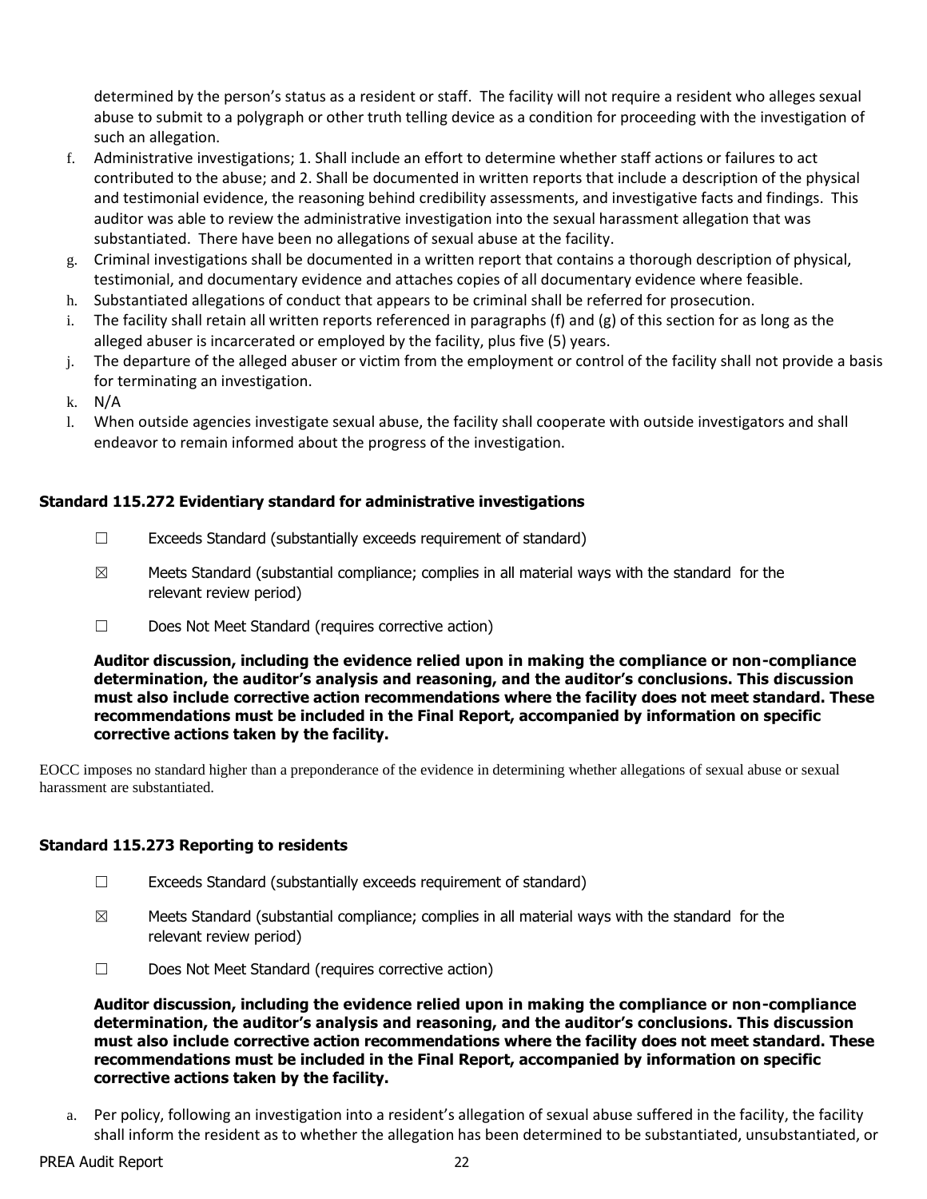determined by the person's status as a resident or staff. The facility will not require a resident who alleges sexual abuse to submit to a polygraph or other truth telling device as a condition for proceeding with the investigation of such an allegation.

f. Administrative investigations; 1. Shall include an effort to determine whether staff actions or failures to act contributed to the abuse; and 2. Shall be documented in written reports that include a description of the physical and testimonial evidence, the reasoning behind credibility assessments, and investigative facts and findings. This auditor was able to review the administrative investigation into the sexual harassment allegation that was substantiated. There have been no allegations of sexual abuse at the facility.
g. Criminal investigations shall be documented in a written report that contains a thorough description of physical, testimonial, and documentary evidence and attaches copies of all documentary evidence where feasible.
h. Substantiated allegations of conduct that appears to be criminal shall be referred for prosecution.
i. The facility shall retain all written reports referenced in paragraphs (f) and (g) of this section for as long as the alleged abuser is incarcerated or employed by the facility, plus five (5) years.
j. The departure of the alleged abuser or victim from the employment or control of the facility shall not provide a basis for terminating an investigation.
k. N/A
l. When outside agencies investigate sexual abuse, the facility shall cooperate with outside investigators and shall endeavor to remain informed about the progress of the investigation.

### Standard 115.272 Evidentiary standard for administrative investigations

☐ Exceeds Standard (substantially exceeds requirement of standard)

☒ Meets Standard (substantial compliance; complies in all material ways with the standard for the relevant review period)

☐ Does Not Meet Standard (requires corrective action)

**Auditor discussion, including the evidence relied upon in making the compliance or non-compliance determination, the auditor's analysis and reasoning, and the auditor's conclusions. This discussion must also include corrective action recommendations where the facility does not meet standard. These recommendations must be included in the Final Report, accompanied by information on specific corrective actions taken by the facility.**

EOCC imposes no standard higher than a preponderance of the evidence in determining whether allegations of sexual abuse or sexual harassment are substantiated.

### Standard 115.273 Reporting to residents

☐ Exceeds Standard (substantially exceeds requirement of standard)

☒ Meets Standard (substantial compliance; complies in all material ways with the standard for the relevant review period)

☐ Does Not Meet Standard (requires corrective action)

**Auditor discussion, including the evidence relied upon in making the compliance or non-compliance determination, the auditor's analysis and reasoning, and the auditor's conclusions. This discussion must also include corrective action recommendations where the facility does not meet standard. These recommendations must be included in the Final Report, accompanied by information on specific corrective actions taken by the facility.**

a. Per policy, following an investigation into a resident's allegation of sexual abuse suffered in the facility, the facility shall inform the resident as to whether the allegation has been determined to be substantiated, unsubstantiated, or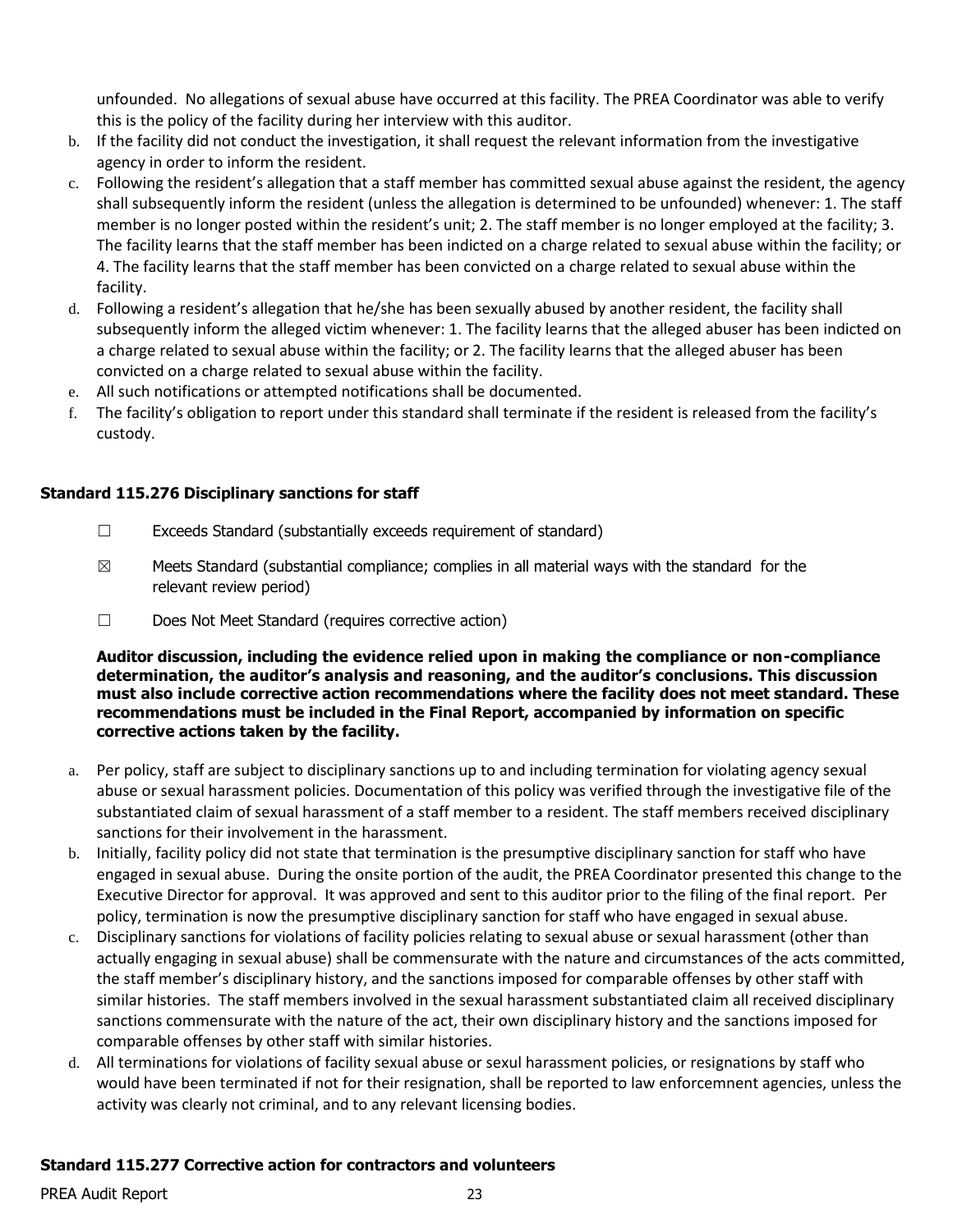unfounded. No allegations of sexual abuse have occurred at this facility. The PREA Coordinator was able to verify this is the policy of the facility during her interview with this auditor.

b. If the facility did not conduct the investigation, it shall request the relevant information from the investigative agency in order to inform the resident.
c. Following the resident's allegation that a staff member has committed sexual abuse against the resident, the agency shall subsequently inform the resident (unless the allegation is determined to be unfounded) whenever: 1. The staff member is no longer posted within the resident's unit; 2. The staff member is no longer employed at the facility; 3. The facility learns that the staff member has been indicted on a charge related to sexual abuse within the facility; or 4. The facility learns that the staff member has been convicted on a charge related to sexual abuse within the facility.
d. Following a resident's allegation that he/she has been sexually abused by another resident, the facility shall subsequently inform the alleged victim whenever: 1. The facility learns that the alleged abuser has been indicted on a charge related to sexual abuse within the facility; or 2. The facility learns that the alleged abuser has been convicted on a charge related to sexual abuse within the facility.
e. All such notifications or attempted notifications shall be documented.
f. The facility's obligation to report under this standard shall terminate if the resident is released from the facility's custody.

### Standard 115.276 Disciplinary sanctions for staff

☐ Exceeds Standard (substantially exceeds requirement of standard)

☒ Meets Standard (substantial compliance; complies in all material ways with the standard for the relevant review period)

☐ Does Not Meet Standard (requires corrective action)

**Auditor discussion, including the evidence relied upon in making the compliance or non-compliance determination, the auditor's analysis and reasoning, and the auditor's conclusions. This discussion must also include corrective action recommendations where the facility does not meet standard. These recommendations must be included in the Final Report, accompanied by information on specific corrective actions taken by the facility.**

a. Per policy, staff are subject to disciplinary sanctions up to and including termination for violating agency sexual abuse or sexual harassment policies. Documentation of this policy was verified through the investigative file of the substantiated claim of sexual harassment of a staff member to a resident. The staff members received disciplinary sanctions for their involvement in the harassment.
b. Initially, facility policy did not state that termination is the presumptive disciplinary sanction for staff who have engaged in sexual abuse. During the onsite portion of the audit, the PREA Coordinator presented this change to the Executive Director for approval. It was approved and sent to this auditor prior to the filing of the final report. Per policy, termination is now the presumptive disciplinary sanction for staff who have engaged in sexual abuse.
c. Disciplinary sanctions for violations of facility policies relating to sexual abuse or sexual harassment (other than actually engaging in sexual abuse) shall be commensurate with the nature and circumstances of the acts committed, the staff member's disciplinary history, and the sanctions imposed for comparable offenses by other staff with similar histories. The staff members involved in the sexual harassment substantiated claim all received disciplinary sanctions commensurate with the nature of the act, their own disciplinary history and the sanctions imposed for comparable offenses by other staff with similar histories.
d. All terminations for violations of facility sexual abuse or sexul harassment policies, or resignations by staff who would have been terminated if not for their resignation, shall be reported to law enforcemnent agencies, unless the activity was clearly not criminal, and to any relevant licensing bodies.

### Standard 115.277 Corrective action for contractors and volunteers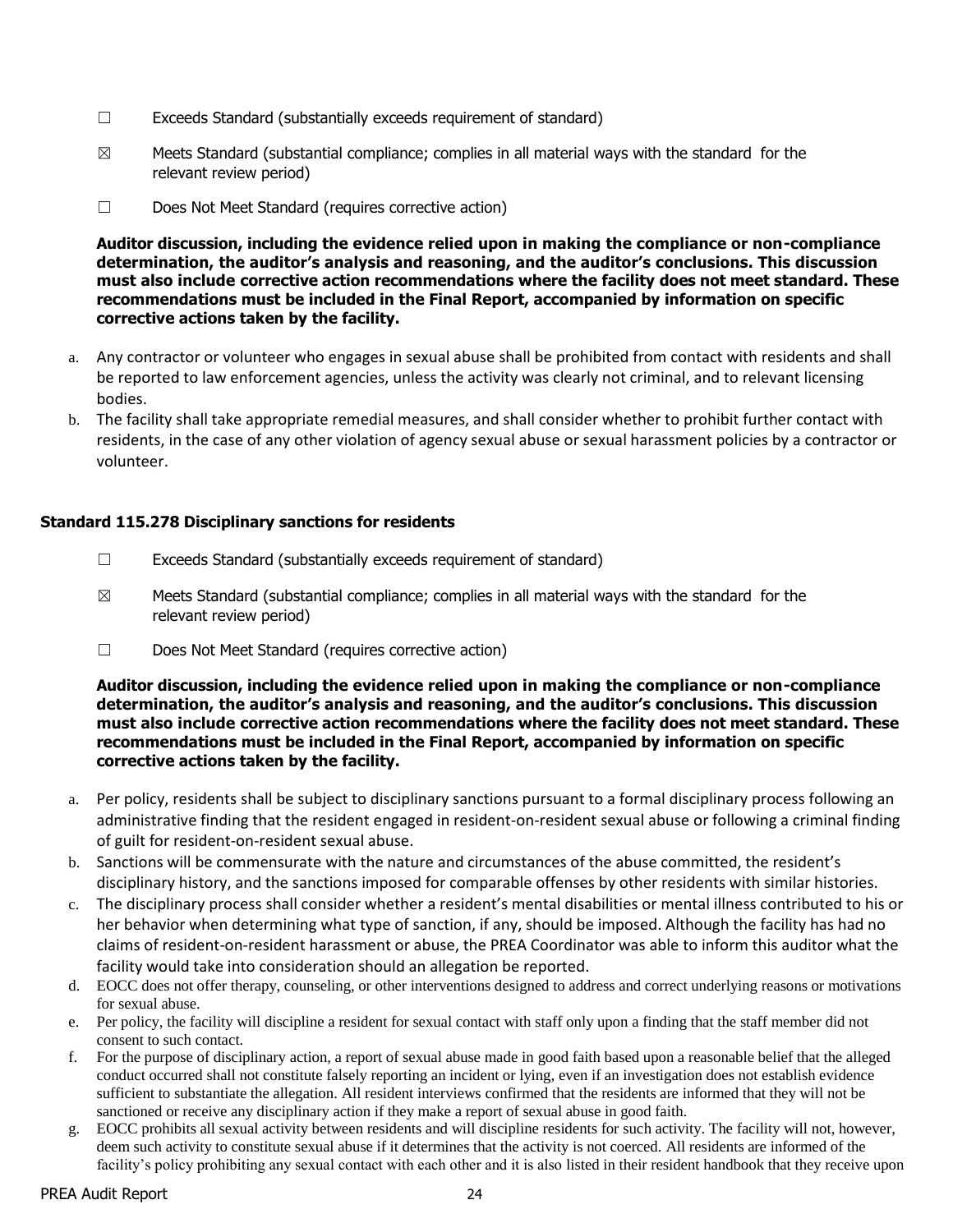☐ Exceeds Standard (substantially exceeds requirement of standard)

☒ Meets Standard (substantial compliance; complies in all material ways with the standard for the relevant review period)

☐ Does Not Meet Standard (requires corrective action)

**Auditor discussion, including the evidence relied upon in making the compliance or non-compliance determination, the auditor's analysis and reasoning, and the auditor's conclusions. This discussion must also include corrective action recommendations where the facility does not meet standard. These recommendations must be included in the Final Report, accompanied by information on specific corrective actions taken by the facility.**

a. Any contractor or volunteer who engages in sexual abuse shall be prohibited from contact with residents and shall be reported to law enforcement agencies, unless the activity was clearly not criminal, and to relevant licensing bodies.
b. The facility shall take appropriate remedial measures, and shall consider whether to prohibit further contact with residents, in the case of any other violation of agency sexual abuse or sexual harassment policies by a contractor or volunteer.

### Standard 115.278 Disciplinary sanctions for residents

☐ Exceeds Standard (substantially exceeds requirement of standard)

☒ Meets Standard (substantial compliance; complies in all material ways with the standard for the relevant review period)

☐ Does Not Meet Standard (requires corrective action)

**Auditor discussion, including the evidence relied upon in making the compliance or non-compliance determination, the auditor's analysis and reasoning, and the auditor's conclusions. This discussion must also include corrective action recommendations where the facility does not meet standard. These recommendations must be included in the Final Report, accompanied by information on specific corrective actions taken by the facility.**

a. Per policy, residents shall be subject to disciplinary sanctions pursuant to a formal disciplinary process following an administrative finding that the resident engaged in resident-on-resident sexual abuse or following a criminal finding of guilt for resident-on-resident sexual abuse.
b. Sanctions will be commensurate with the nature and circumstances of the abuse committed, the resident's disciplinary history, and the sanctions imposed for comparable offenses by other residents with similar histories.
c. The disciplinary process shall consider whether a resident's mental disabilities or mental illness contributed to his or her behavior when determining what type of sanction, if any, should be imposed. Although the facility has had no claims of resident-on-resident harassment or abuse, the PREA Coordinator was able to inform this auditor what the facility would take into consideration should an allegation be reported.
d. EOCC does not offer therapy, counseling, or other interventions designed to address and correct underlying reasons or motivations for sexual abuse.
e. Per policy, the facility will discipline a resident for sexual contact with staff only upon a finding that the staff member did not consent to such contact.
f. For the purpose of disciplinary action, a report of sexual abuse made in good faith based upon a reasonable belief that the alleged conduct occurred shall not constitute falsely reporting an incident or lying, even if an investigation does not establish evidence sufficient to substantiate the allegation. All resident interviews confirmed that the residents are informed that they will not be sanctioned or receive any disciplinary action if they make a report of sexual abuse in good faith.
g. EOCC prohibits all sexual activity between residents and will discipline residents for such activity. The facility will not, however, deem such activity to constitute sexual abuse if it determines that the activity is not coerced. All residents are informed of the facility's policy prohibiting any sexual contact with each other and it is also listed in their resident handbook that they receive upon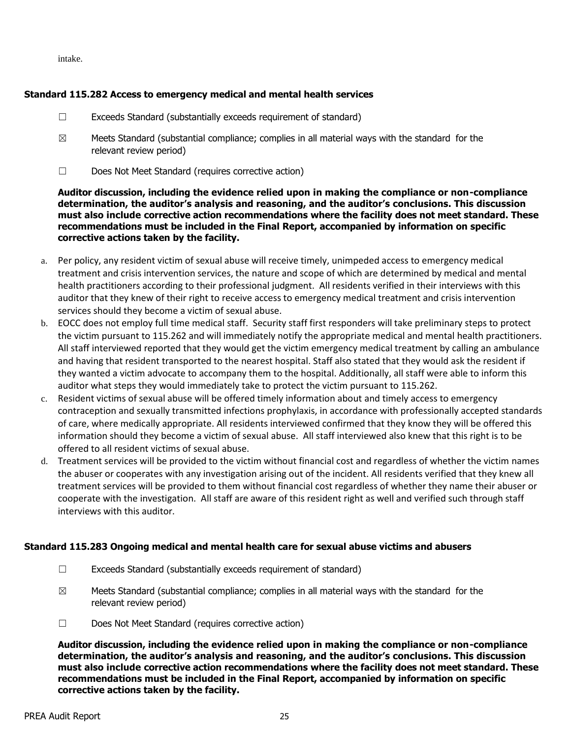intake.

**Standard 115.282 Access to emergency medical and mental health services**

☐ Exceeds Standard (substantially exceeds requirement of standard)

☒ Meets Standard (substantial compliance; complies in all material ways with the standard for the relevant review period)

☐ Does Not Meet Standard (requires corrective action)

**Auditor discussion, including the evidence relied upon in making the compliance or non-compliance determination, the auditor's analysis and reasoning, and the auditor's conclusions. This discussion must also include corrective action recommendations where the facility does not meet standard. These recommendations must be included in the Final Report, accompanied by information on specific corrective actions taken by the facility.**

a. Per policy, any resident victim of sexual abuse will receive timely, unimpeded access to emergency medical treatment and crisis intervention services, the nature and scope of which are determined by medical and mental health practitioners according to their professional judgment. All residents verified in their interviews with this auditor that they knew of their right to receive access to emergency medical treatment and crisis intervention services should they become a victim of sexual abuse.
b. EOCC does not employ full time medical staff. Security staff first responders will take preliminary steps to protect the victim pursuant to 115.262 and will immediately notify the appropriate medical and mental health practitioners. All staff interviewed reported that they would get the victim emergency medical treatment by calling an ambulance and having that resident transported to the nearest hospital. Staff also stated that they would ask the resident if they wanted a victim advocate to accompany them to the hospital. Additionally, all staff were able to inform this auditor what steps they would immediately take to protect the victim pursuant to 115.262.
c. Resident victims of sexual abuse will be offered timely information about and timely access to emergency contraception and sexually transmitted infections prophylaxis, in accordance with professionally accepted standards of care, where medically appropriate. All residents interviewed confirmed that they know they will be offered this information should they become a victim of sexual abuse. All staff interviewed also knew that this right is to be offered to all resident victims of sexual abuse.
d. Treatment services will be provided to the victim without financial cost and regardless of whether the victim names the abuser or cooperates with any investigation arising out of the incident. All residents verified that they knew all treatment services will be provided to them without financial cost regardless of whether they name their abuser or cooperate with the investigation. All staff are aware of this resident right as well and verified such through staff interviews with this auditor.

**Standard 115.283 Ongoing medical and mental health care for sexual abuse victims and abusers**

☐ Exceeds Standard (substantially exceeds requirement of standard)

☒ Meets Standard (substantial compliance; complies in all material ways with the standard for the relevant review period)

☐ Does Not Meet Standard (requires corrective action)

**Auditor discussion, including the evidence relied upon in making the compliance or non-compliance determination, the auditor's analysis and reasoning, and the auditor's conclusions. This discussion must also include corrective action recommendations where the facility does not meet standard. These recommendations must be included in the Final Report, accompanied by information on specific corrective actions taken by the facility.**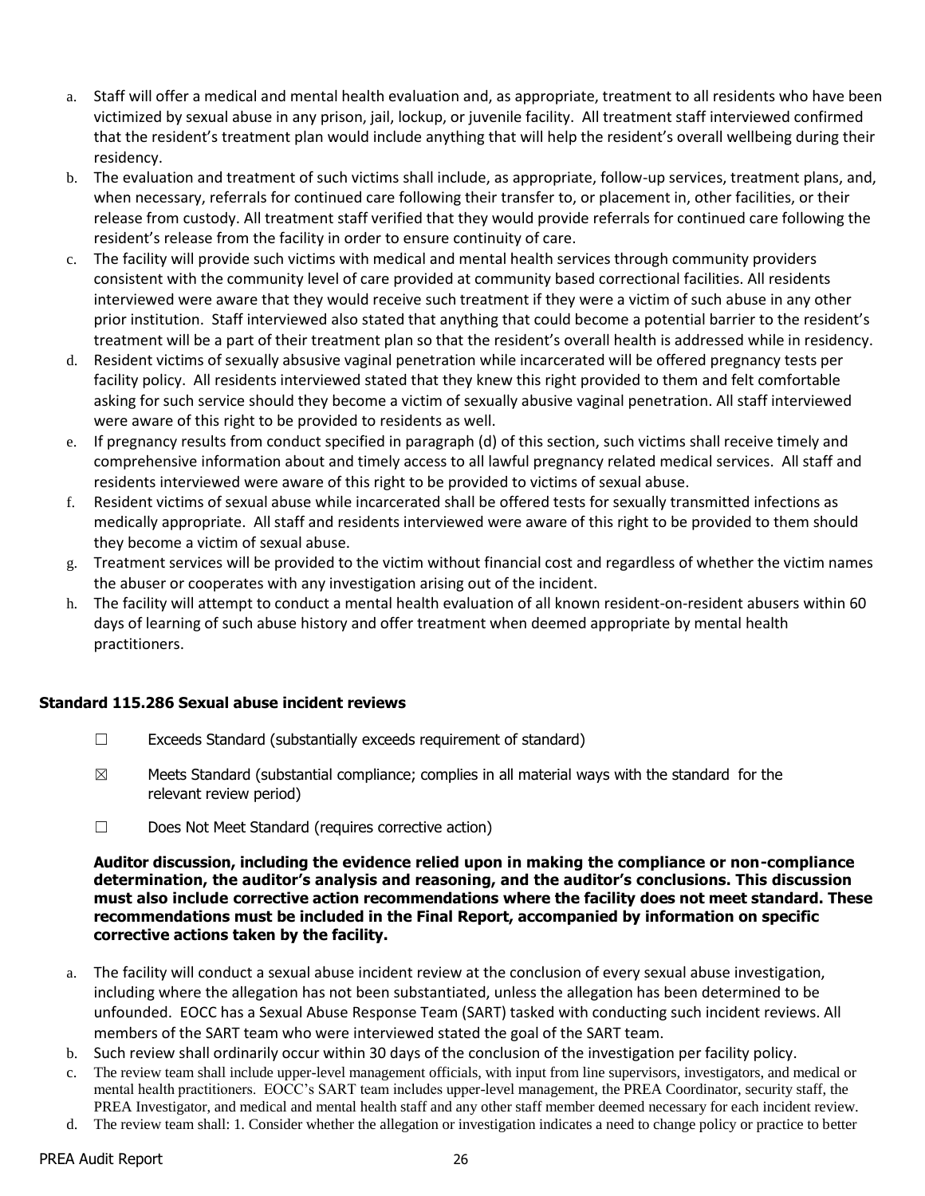a. Staff will offer a medical and mental health evaluation and, as appropriate, treatment to all residents who have been victimized by sexual abuse in any prison, jail, lockup, or juvenile facility. All treatment staff interviewed confirmed that the resident's treatment plan would include anything that will help the resident's overall wellbeing during their residency.
b. The evaluation and treatment of such victims shall include, as appropriate, follow-up services, treatment plans, and, when necessary, referrals for continued care following their transfer to, or placement in, other facilities, or their release from custody. All treatment staff verified that they would provide referrals for continued care following the resident's release from the facility in order to ensure continuity of care.
c. The facility will provide such victims with medical and mental health services through community providers consistent with the community level of care provided at community based correctional facilities. All residents interviewed were aware that they would receive such treatment if they were a victim of such abuse in any other prior institution. Staff interviewed also stated that anything that could become a potential barrier to the resident's treatment will be a part of their treatment plan so that the resident's overall health is addressed while in residency.
d. Resident victims of sexually absusive vaginal penetration while incarcerated will be offered pregnancy tests per facility policy. All residents interviewed stated that they knew this right provided to them and felt comfortable asking for such service should they become a victim of sexually abusive vaginal penetration. All staff interviewed were aware of this right to be provided to residents as well.
e. If pregnancy results from conduct specified in paragraph (d) of this section, such victims shall receive timely and comprehensive information about and timely access to all lawful pregnancy related medical services. All staff and residents interviewed were aware of this right to be provided to victims of sexual abuse.
f. Resident victims of sexual abuse while incarcerated shall be offered tests for sexually transmitted infections as medically appropriate. All staff and residents interviewed were aware of this right to be provided to them should they become a victim of sexual abuse.
g. Treatment services will be provided to the victim without financial cost and regardless of whether the victim names the abuser or cooperates with any investigation arising out of the incident.
h. The facility will attempt to conduct a mental health evaluation of all known resident-on-resident abusers within 60 days of learning of such abuse history and offer treatment when deemed appropriate by mental health practitioners.

### Standard 115.286 Sexual abuse incident reviews

☐ Exceeds Standard (substantially exceeds requirement of standard)

☒ Meets Standard (substantial compliance; complies in all material ways with the standard for the relevant review period)

☐ Does Not Meet Standard (requires corrective action)

**Auditor discussion, including the evidence relied upon in making the compliance or non-compliance determination, the auditor's analysis and reasoning, and the auditor's conclusions. This discussion must also include corrective action recommendations where the facility does not meet standard. These recommendations must be included in the Final Report, accompanied by information on specific corrective actions taken by the facility.**

a. The facility will conduct a sexual abuse incident review at the conclusion of every sexual abuse investigation, including where the allegation has not been substantiated, unless the allegation has been determined to be unfounded. EOCC has a Sexual Abuse Response Team (SART) tasked with conducting such incident reviews. All members of the SART team who were interviewed stated the goal of the SART team.
b. Such review shall ordinarily occur within 30 days of the conclusion of the investigation per facility policy.
c. The review team shall include upper-level management officials, with input from line supervisors, investigators, and medical or mental health practitioners. EOCC's SART team includes upper-level management, the PREA Coordinator, security staff, the PREA Investigator, and medical and mental health staff and any other staff member deemed necessary for each incident review.
d. The review team shall: 1. Consider whether the allegation or investigation indicates a need to change policy or practice to better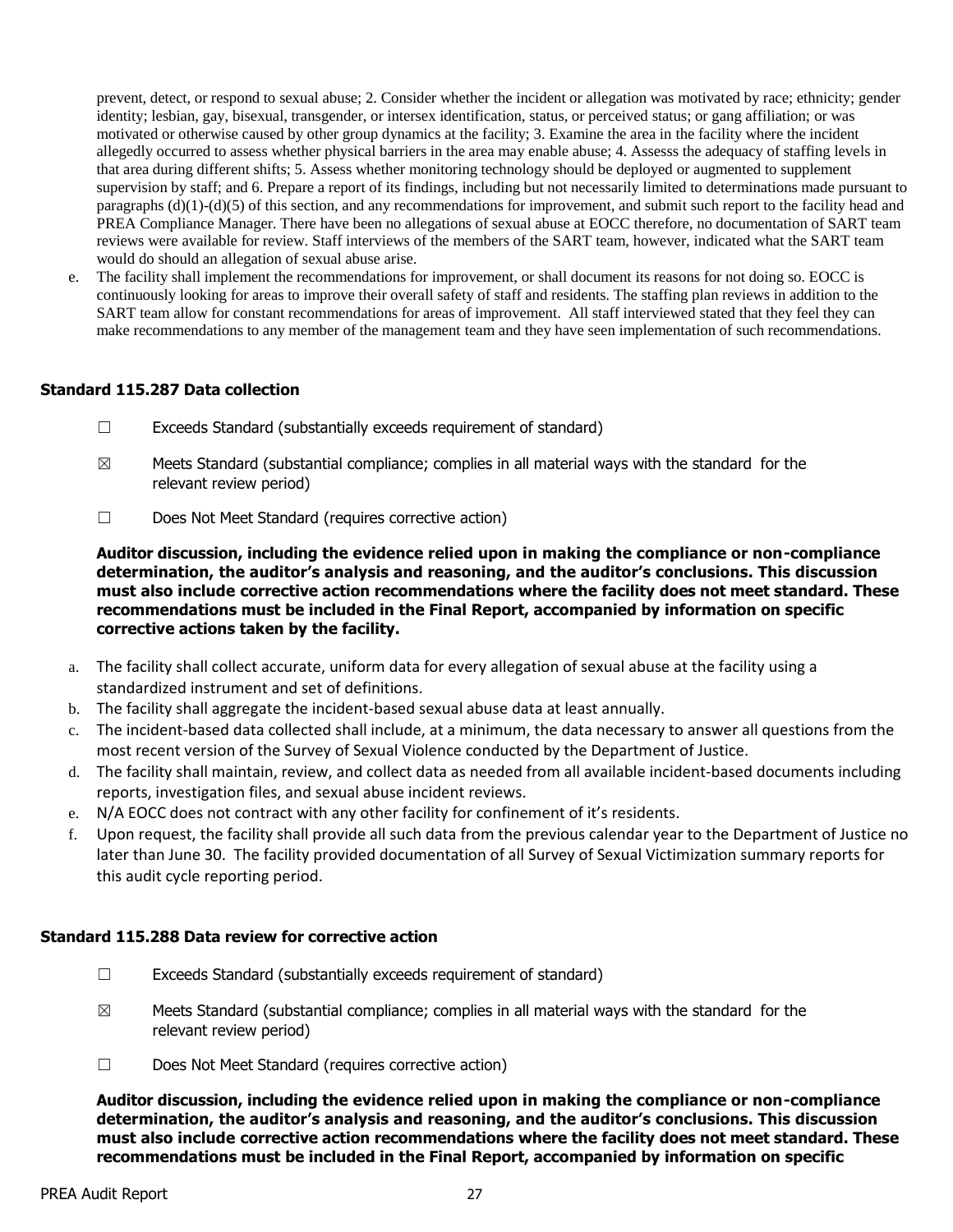prevent, detect, or respond to sexual abuse; 2. Consider whether the incident or allegation was motivated by race; ethnicity; gender identity; lesbian, gay, bisexual, transgender, or intersex identification, status, or perceived status; or gang affiliation; or was motivated or otherwise caused by other group dynamics at the facility; 3. Examine the area in the facility where the incident allegedly occurred to assess whether physical barriers in the area may enable abuse; 4. Assesss the adequacy of staffing levels in that area during different shifts; 5. Assess whether monitoring technology should be deployed or augmented to supplement supervision by staff; and 6. Prepare a report of its findings, including but not necessarily limited to determinations made pursuant to paragraphs (d)(1)-(d)(5) of this section, and any recommendations for improvement, and submit such report to the facility head and PREA Compliance Manager. There have been no allegations of sexual abuse at EOCC therefore, no documentation of SART team reviews were available for review. Staff interviews of the members of the SART team, however, indicated what the SART team would do should an allegation of sexual abuse arise.

e. The facility shall implement the recommendations for improvement, or shall document its reasons for not doing so. EOCC is continuously looking for areas to improve their overall safety of staff and residents. The staffing plan reviews in addition to the SART team allow for constant recommendations for areas of improvement. All staff interviewed stated that they feel they can make recommendations to any member of the management team and they have seen implementation of such recommendations.

### Standard 115.287 Data collection

☐ Exceeds Standard (substantially exceeds requirement of standard)

☒ Meets Standard (substantial compliance; complies in all material ways with the standard for the relevant review period)

☐ Does Not Meet Standard (requires corrective action)

**Auditor discussion, including the evidence relied upon in making the compliance or non-compliance determination, the auditor's analysis and reasoning, and the auditor's conclusions. This discussion must also include corrective action recommendations where the facility does not meet standard. These recommendations must be included in the Final Report, accompanied by information on specific corrective actions taken by the facility.**

a. The facility shall collect accurate, uniform data for every allegation of sexual abuse at the facility using a standardized instrument and set of definitions.
b. The facility shall aggregate the incident-based sexual abuse data at least annually.
c. The incident-based data collected shall include, at a minimum, the data necessary to answer all questions from the most recent version of the Survey of Sexual Violence conducted by the Department of Justice.
d. The facility shall maintain, review, and collect data as needed from all available incident-based documents including reports, investigation files, and sexual abuse incident reviews.
e. N/A EOCC does not contract with any other facility for confinement of it's residents.
f. Upon request, the facility shall provide all such data from the previous calendar year to the Department of Justice no later than June 30. The facility provided documentation of all Survey of Sexual Victimization summary reports for this audit cycle reporting period.

### Standard 115.288 Data review for corrective action

☐ Exceeds Standard (substantially exceeds requirement of standard)

☒ Meets Standard (substantial compliance; complies in all material ways with the standard for the relevant review period)

☐ Does Not Meet Standard (requires corrective action)

**Auditor discussion, including the evidence relied upon in making the compliance or non-compliance determination, the auditor's analysis and reasoning, and the auditor's conclusions. This discussion must also include corrective action recommendations where the facility does not meet standard. These recommendations must be included in the Final Report, accompanied by information on specific**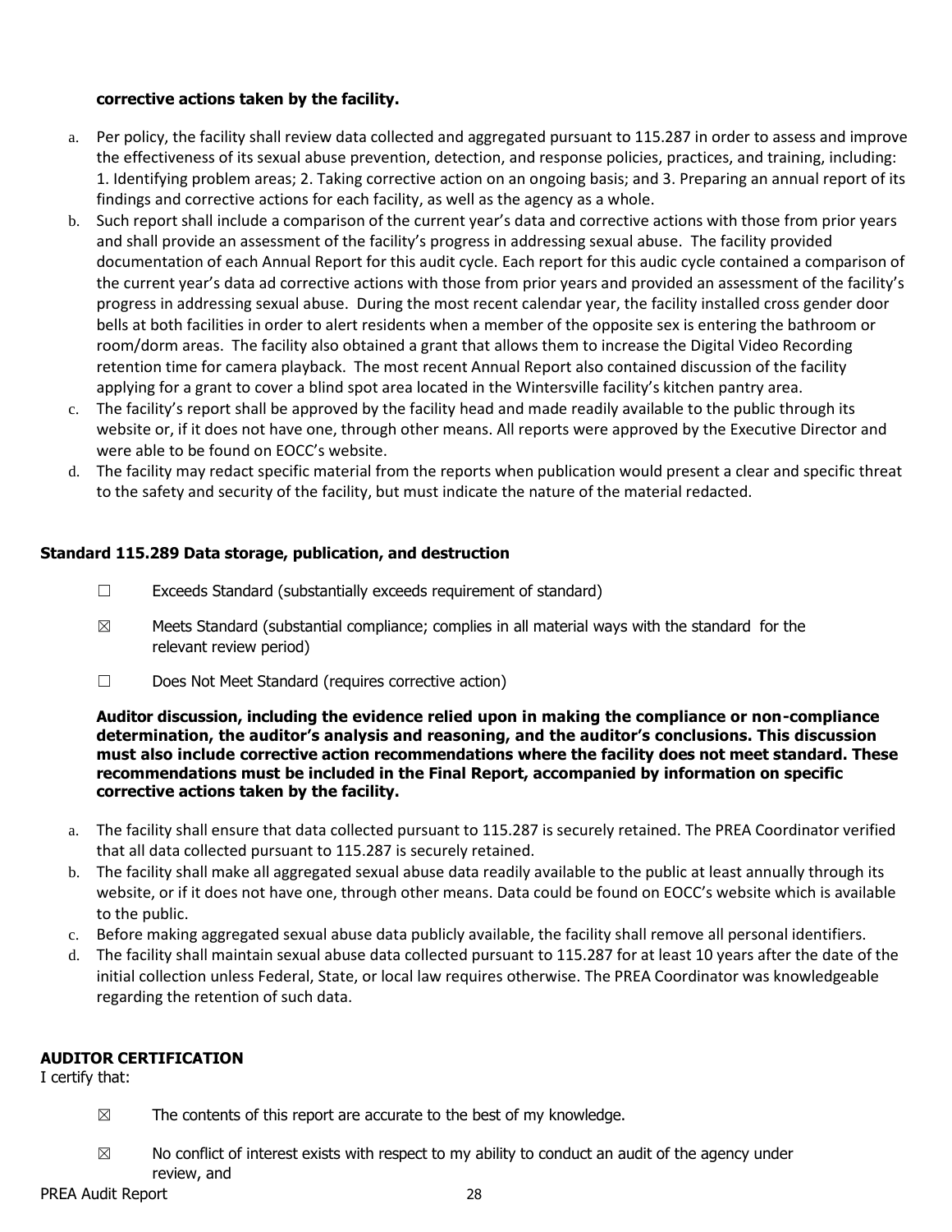**corrective actions taken by the facility.**

a. Per policy, the facility shall review data collected and aggregated pursuant to 115.287 in order to assess and improve the effectiveness of its sexual abuse prevention, detection, and response policies, practices, and training, including: 1. Identifying problem areas; 2. Taking corrective action on an ongoing basis; and 3. Preparing an annual report of its findings and corrective actions for each facility, as well as the agency as a whole.
b. Such report shall include a comparison of the current year's data and corrective actions with those from prior years and shall provide an assessment of the facility's progress in addressing sexual abuse. The facility provided documentation of each Annual Report for this audit cycle. Each report for this audic cycle contained a comparison of the current year's data ad corrective actions with those from prior years and provided an assessment of the facility's progress in addressing sexual abuse. During the most recent calendar year, the facility installed cross gender door bells at both facilities in order to alert residents when a member of the opposite sex is entering the bathroom or room/dorm areas. The facility also obtained a grant that allows them to increase the Digital Video Recording retention time for camera playback. The most recent Annual Report also contained discussion of the facility applying for a grant to cover a blind spot area located in the Wintersville facility's kitchen pantry area.
c. The facility's report shall be approved by the facility head and made readily available to the public through its website or, if it does not have one, through other means. All reports were approved by the Executive Director and were able to be found on EOCC's website.
d. The facility may redact specific material from the reports when publication would present a clear and specific threat to the safety and security of the facility, but must indicate the nature of the material redacted.

### Standard 115.289 Data storage, publication, and destruction

☐ Exceeds Standard (substantially exceeds requirement of standard)

☒ Meets Standard (substantial compliance; complies in all material ways with the standard for the relevant review period)

☐ Does Not Meet Standard (requires corrective action)

**Auditor discussion, including the evidence relied upon in making the compliance or non-compliance determination, the auditor's analysis and reasoning, and the auditor's conclusions. This discussion must also include corrective action recommendations where the facility does not meet standard. These recommendations must be included in the Final Report, accompanied by information on specific corrective actions taken by the facility.**

a. The facility shall ensure that data collected pursuant to 115.287 is securely retained. The PREA Coordinator verified that all data collected pursuant to 115.287 is securely retained.
b. The facility shall make all aggregated sexual abuse data readily available to the public at least annually through its website, or if it does not have one, through other means. Data could be found on EOCC's website which is available to the public.
c. Before making aggregated sexual abuse data publicly available, the facility shall remove all personal identifiers.
d. The facility shall maintain sexual abuse data collected pursuant to 115.287 for at least 10 years after the date of the initial collection unless Federal, State, or local law requires otherwise. The PREA Coordinator was knowledgeable regarding the retention of such data.

### AUDITOR CERTIFICATION

I certify that:

☒ The contents of this report are accurate to the best of my knowledge.

☒ No conflict of interest exists with respect to my ability to conduct an audit of the agency under review, and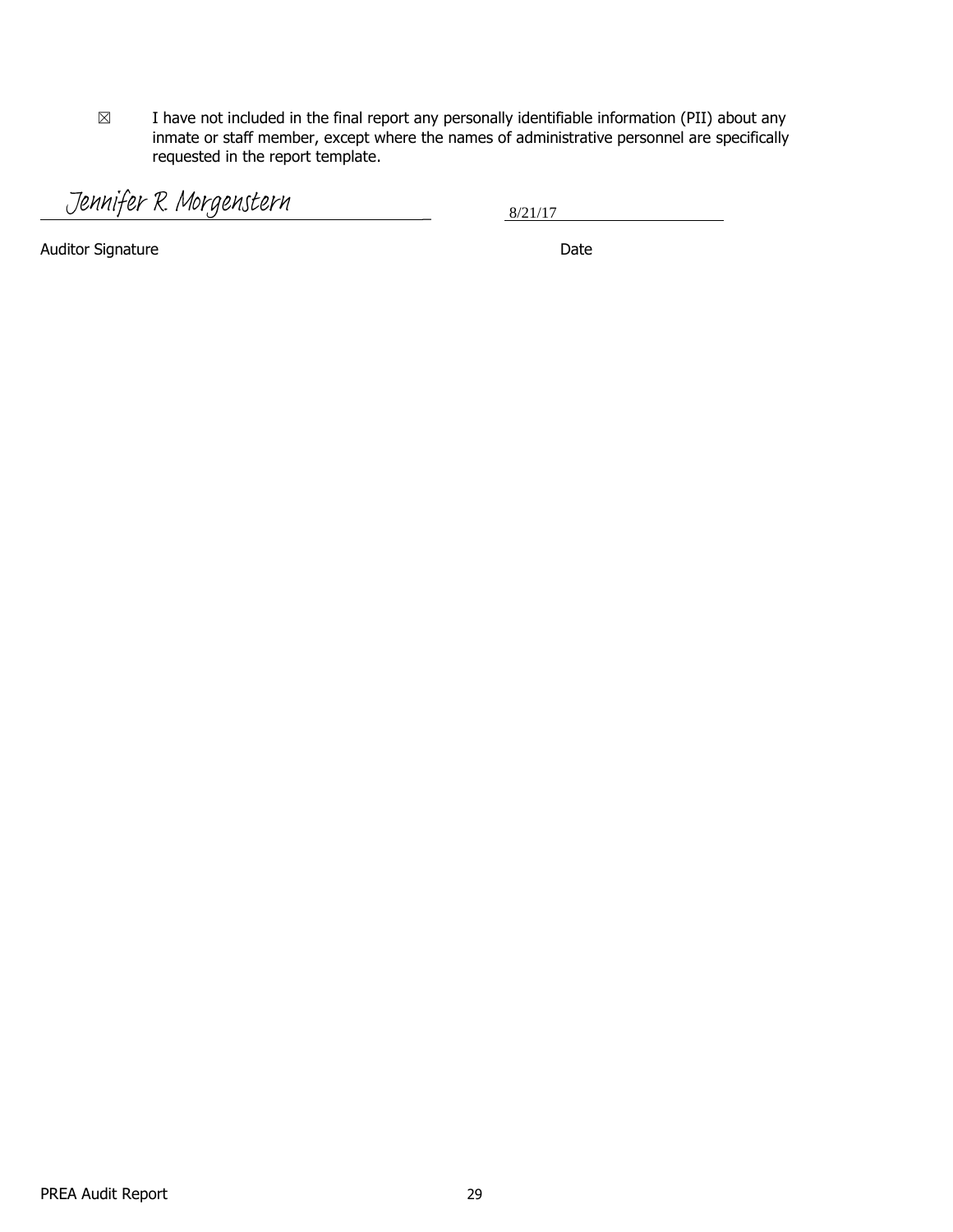☒ I have not included in the final report any personally identifiable information (PII) about any inmate or staff member, except where the names of administrative personnel are specifically requested in the report template.

Jennifer R. Morgenstern

8/21/17

Auditor Signature

Date